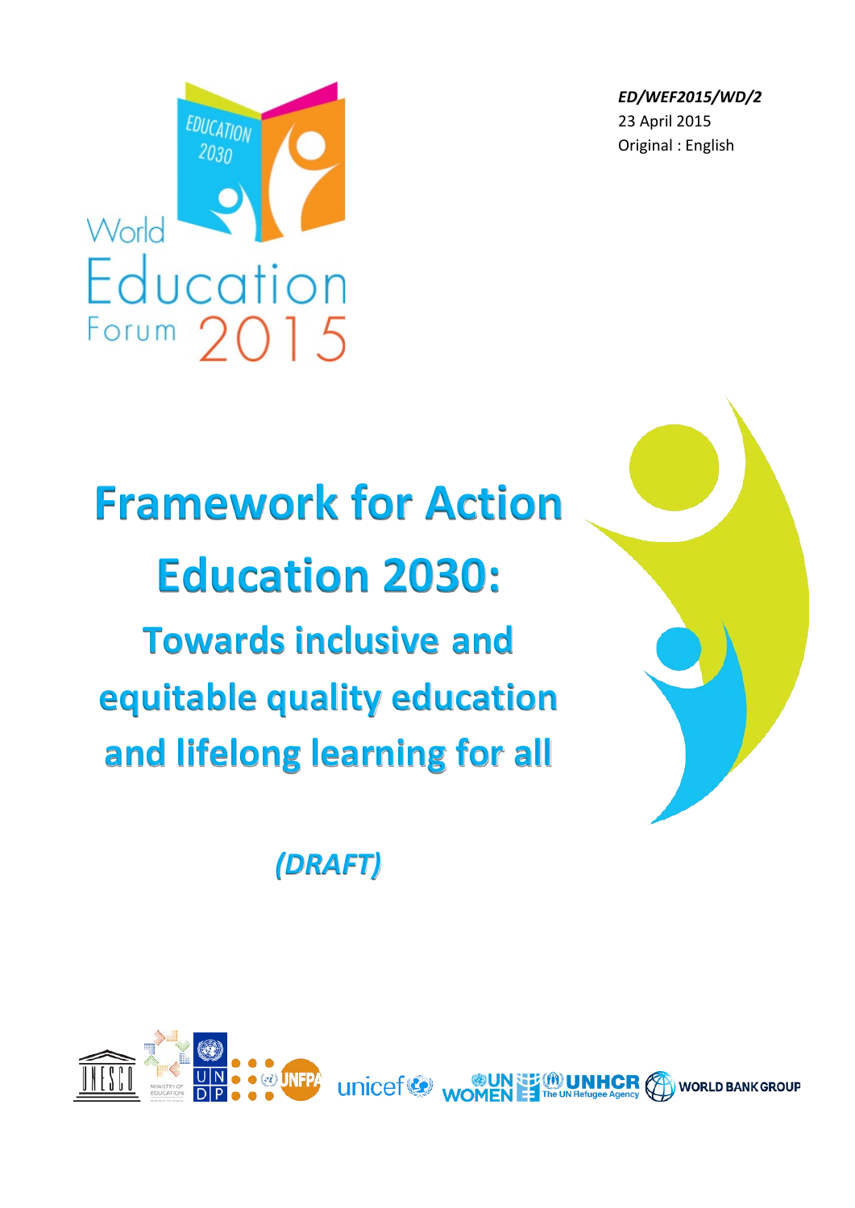*ED/WEF2015/WD/2*
23 April 2015
Original : English

World Education Forum 2015

# Framework for Action Education 2030:

## Towards inclusive and equitable quality education and lifelong learning for all

***(DRAFT)***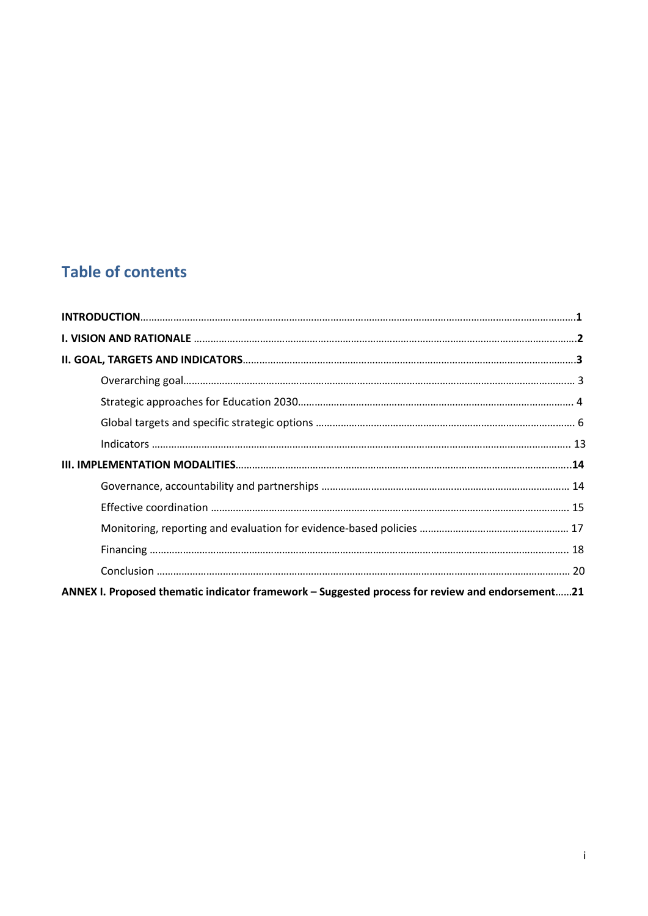# Table of contents

**INTRODUCTION**............................................................................................................................................**1**

**I. VISION AND RATIONALE** ..........................................................................................................................**2**

**II. GOAL, TARGETS AND INDICATORS**........................................................................................................**3**

Overarching goal............................................................................................................................ 3

Strategic approaches for Education 2030.................................................................................... 4

Global targets and specific strategic options .............................................................................. 6

Indicators ....................................................................................................................................... 13

**III. IMPLEMENTATION MODALITIES**..........................................................................................................**14**

Governance, accountability and partnerships ........................................................................... 14

Effective coordination .................................................................................................................. 15

Monitoring, reporting and evaluation for evidence-based policies ......................................... 17

Financing ....................................................................................................................................... 18

Conclusion ..................................................................................................................................... 20

**ANNEX I. Proposed thematic indicator framework – Suggested process for review and endorsement......21**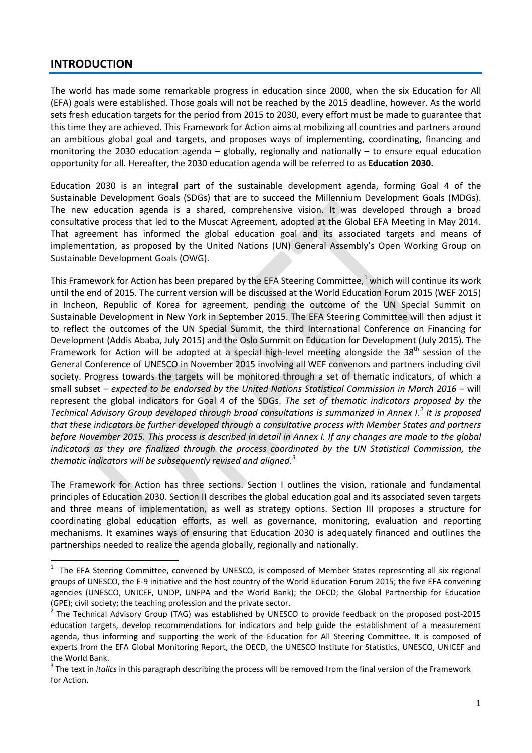## INTRODUCTION

The world has made some remarkable progress in education since 2000, when the six Education for All (EFA) goals were established. Those goals will not be reached by the 2015 deadline, however. As the world sets fresh education targets for the period from 2015 to 2030, every effort must be made to guarantee that this time they are achieved. This Framework for Action aims at mobilizing all countries and partners around an ambitious global goal and targets, and proposes ways of implementing, coordinating, financing and monitoring the 2030 education agenda – globally, regionally and nationally – to ensure equal education opportunity for all. Hereafter, the 2030 education agenda will be referred to as **Education 2030.**

Education 2030 is an integral part of the sustainable development agenda, forming Goal 4 of the Sustainable Development Goals (SDGs) that are to succeed the Millennium Development Goals (MDGs). The new education agenda is a shared, comprehensive vision. It was developed through a broad consultative process that led to the Muscat Agreement, adopted at the Global EFA Meeting in May 2014. That agreement has informed the global education goal and its associated targets and means of implementation, as proposed by the United Nations (UN) General Assembly's Open Working Group on Sustainable Development Goals (OWG).

This Framework for Action has been prepared by the EFA Steering Committee,[1] which will continue its work until the end of 2015. The current version will be discussed at the World Education Forum 2015 (WEF 2015) in Incheon, Republic of Korea for agreement, pending the outcome of the UN Special Summit on Sustainable Development in New York in September 2015. The EFA Steering Committee will then adjust it to reflect the outcomes of the UN Special Summit, the third International Conference on Financing for Development (Addis Ababa, July 2015) and the Oslo Summit on Education for Development (July 2015). The Framework for Action will be adopted at a special high-level meeting alongside the 38th session of the General Conference of UNESCO in November 2015 involving all WEF convenors and partners including civil society. Progress towards the targets will be monitored through a set of thematic indicators, of which a small subset – *expected to be endorsed by the United Nations Statistical Commission in March 2016* – will represent the global indicators for Goal 4 of the SDGs. *The set of thematic indicators proposed by the Technical Advisory Group developed through broad consultations is summarized in Annex I.[2] It is proposed that these indicators be further developed through a consultative process with Member States and partners before November 2015. This process is described in detail in Annex I. If any changes are made to the global indicators as they are finalized through the process coordinated by the UN Statistical Commission, the thematic indicators will be subsequently revised and aligned.[3]*

The Framework for Action has three sections. Section I outlines the vision, rationale and fundamental principles of Education 2030. Section II describes the global education goal and its associated seven targets and three means of implementation, as well as strategy options. Section III proposes a structure for coordinating global education efforts, as well as governance, monitoring, evaluation and reporting mechanisms. It examines ways of ensuring that Education 2030 is adequately financed and outlines the partnerships needed to realize the agenda globally, regionally and nationally.

---

[1] The EFA Steering Committee, convened by UNESCO, is composed of Member States representing all six regional groups of UNESCO, the E-9 initiative and the host country of the World Education Forum 2015; the five EFA convening agencies (UNESCO, UNICEF, UNDP, UNFPA and the World Bank); the OECD; the Global Partnership for Education (GPE); civil society; the teaching profession and the private sector.

[2] The Technical Advisory Group (TAG) was established by UNESCO to provide feedback on the proposed post-2015 education targets, develop recommendations for indicators and help guide the establishment of a measurement agenda, thus informing and supporting the work of the Education for All Steering Committee. It is composed of experts from the EFA Global Monitoring Report, the OECD, the UNESCO Institute for Statistics, UNESCO, UNICEF and the World Bank.

[3] The text in *italics* in this paragraph describing the process will be removed from the final version of the Framework for Action.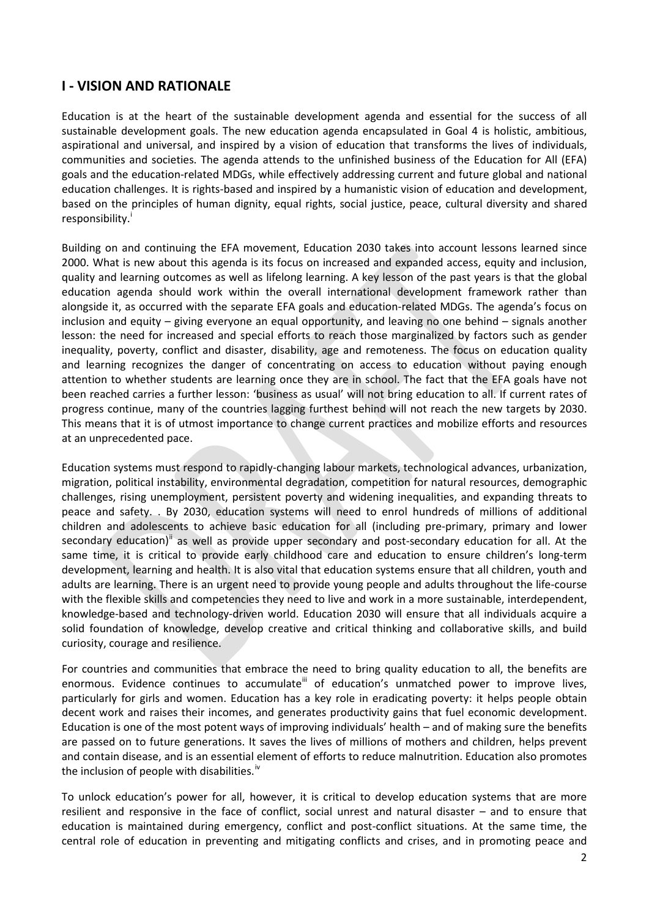## I - VISION AND RATIONALE

Education is at the heart of the sustainable development agenda and essential for the success of all sustainable development goals. The new education agenda encapsulated in Goal 4 is holistic, ambitious, aspirational and universal, and inspired by a vision of education that transforms the lives of individuals, communities and societies. The agenda attends to the unfinished business of the Education for All (EFA) goals and the education-related MDGs, while effectively addressing current and future global and national education challenges. It is rights-based and inspired by a humanistic vision of education and development, based on the principles of human dignity, equal rights, social justice, peace, cultural diversity and shared responsibility.[i]

Building on and continuing the EFA movement, Education 2030 takes into account lessons learned since 2000. What is new about this agenda is its focus on increased and expanded access, equity and inclusion, quality and learning outcomes as well as lifelong learning. A key lesson of the past years is that the global education agenda should work within the overall international development framework rather than alongside it, as occurred with the separate EFA goals and education-related MDGs. The agenda's focus on inclusion and equity – giving everyone an equal opportunity, and leaving no one behind – signals another lesson: the need for increased and special efforts to reach those marginalized by factors such as gender inequality, poverty, conflict and disaster, disability, age and remoteness. The focus on education quality and learning recognizes the danger of concentrating on access to education without paying enough attention to whether students are learning once they are in school. The fact that the EFA goals have not been reached carries a further lesson: 'business as usual' will not bring education to all. If current rates of progress continue, many of the countries lagging furthest behind will not reach the new targets by 2030. This means that it is of utmost importance to change current practices and mobilize efforts and resources at an unprecedented pace.

Education systems must respond to rapidly-changing labour markets, technological advances, urbanization, migration, political instability, environmental degradation, competition for natural resources, demographic challenges, rising unemployment, persistent poverty and widening inequalities, and expanding threats to peace and safety. . By 2030, education systems will need to enrol hundreds of millions of additional children and adolescents to achieve basic education for all (including pre-primary, primary and lower secondary education)[ii] as well as provide upper secondary and post-secondary education for all. At the same time, it is critical to provide early childhood care and education to ensure children's long-term development, learning and health. It is also vital that education systems ensure that all children, youth and adults are learning. There is an urgent need to provide young people and adults throughout the life-course with the flexible skills and competencies they need to live and work in a more sustainable, interdependent, knowledge-based and technology-driven world. Education 2030 will ensure that all individuals acquire a solid foundation of knowledge, develop creative and critical thinking and collaborative skills, and build curiosity, courage and resilience.

For countries and communities that embrace the need to bring quality education to all, the benefits are enormous. Evidence continues to accumulate[iii] of education's unmatched power to improve lives, particularly for girls and women. Education has a key role in eradicating poverty: it helps people obtain decent work and raises their incomes, and generates productivity gains that fuel economic development. Education is one of the most potent ways of improving individuals' health – and of making sure the benefits are passed on to future generations. It saves the lives of millions of mothers and children, helps prevent and contain disease, and is an essential element of efforts to reduce malnutrition. Education also promotes the inclusion of people with disabilities.[iv]

To unlock education's power for all, however, it is critical to develop education systems that are more resilient and responsive in the face of conflict, social unrest and natural disaster – and to ensure that education is maintained during emergency, conflict and post-conflict situations. At the same time, the central role of education in preventing and mitigating conflicts and crises, and in promoting peace and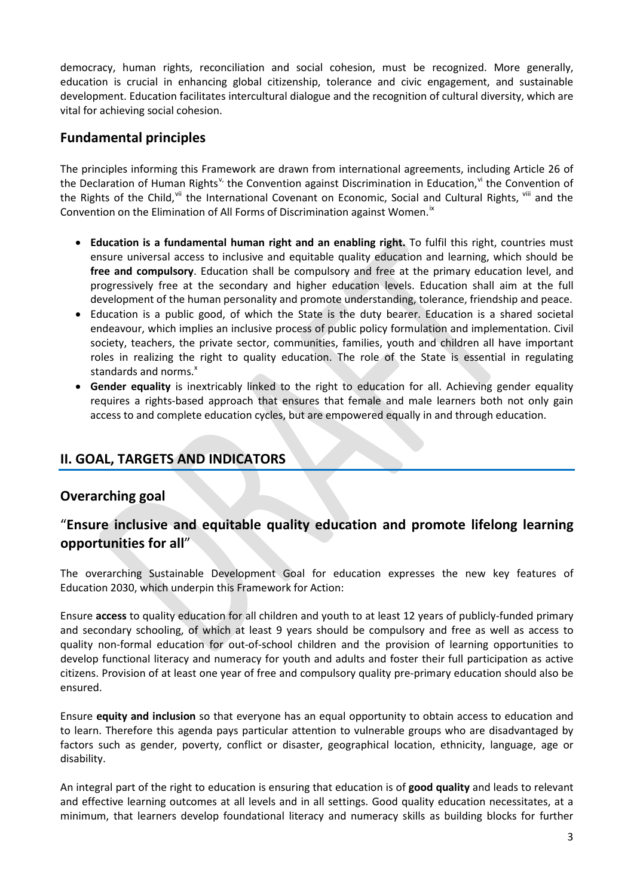democracy, human rights, reconciliation and social cohesion, must be recognized. More generally, education is crucial in enhancing global citizenship, tolerance and civic engagement, and sustainable development. Education facilitates intercultural dialogue and the recognition of cultural diversity, which are vital for achieving social cohesion.

## Fundamental principles

The principles informing this Framework are drawn from international agreements, including Article 26 of the Declaration of Human Rights[v], the Convention against Discrimination in Education,[vi] the Convention of the Rights of the Child,[vii] the International Covenant on Economic, Social and Cultural Rights, [viii] and the Convention on the Elimination of All Forms of Discrimination against Women.[ix]

- **Education is a fundamental human right and an enabling right.** To fulfil this right, countries must ensure universal access to inclusive and equitable quality education and learning, which should be **free and compulsory**. Education shall be compulsory and free at the primary education level, and progressively free at the secondary and higher education levels. Education shall aim at the full development of the human personality and promote understanding, tolerance, friendship and peace.
- Education is a public good, of which the State is the duty bearer. Education is a shared societal endeavour, which implies an inclusive process of public policy formulation and implementation. Civil society, teachers, the private sector, communities, families, youth and children all have important roles in realizing the right to quality education. The role of the State is essential in regulating standards and norms.[x]
- **Gender equality** is inextricably linked to the right to education for all. Achieving gender equality requires a rights-based approach that ensures that female and male learners both not only gain access to and complete education cycles, but are empowered equally in and through education.

# II. GOAL, TARGETS AND INDICATORS

## Overarching goal

## "Ensure inclusive and equitable quality education and promote lifelong learning opportunities for all"

The overarching Sustainable Development Goal for education expresses the new key features of Education 2030, which underpin this Framework for Action:

Ensure **access** to quality education for all children and youth to at least 12 years of publicly-funded primary and secondary schooling, of which at least 9 years should be compulsory and free as well as access to quality non-formal education for out-of-school children and the provision of learning opportunities to develop functional literacy and numeracy for youth and adults and foster their full participation as active citizens. Provision of at least one year of free and compulsory quality pre-primary education should also be ensured.

Ensure **equity and inclusion** so that everyone has an equal opportunity to obtain access to education and to learn. Therefore this agenda pays particular attention to vulnerable groups who are disadvantaged by factors such as gender, poverty, conflict or disaster, geographical location, ethnicity, language, age or disability.

An integral part of the right to education is ensuring that education is of **good quality** and leads to relevant and effective learning outcomes at all levels and in all settings. Good quality education necessitates, at a minimum, that learners develop foundational literacy and numeracy skills as building blocks for further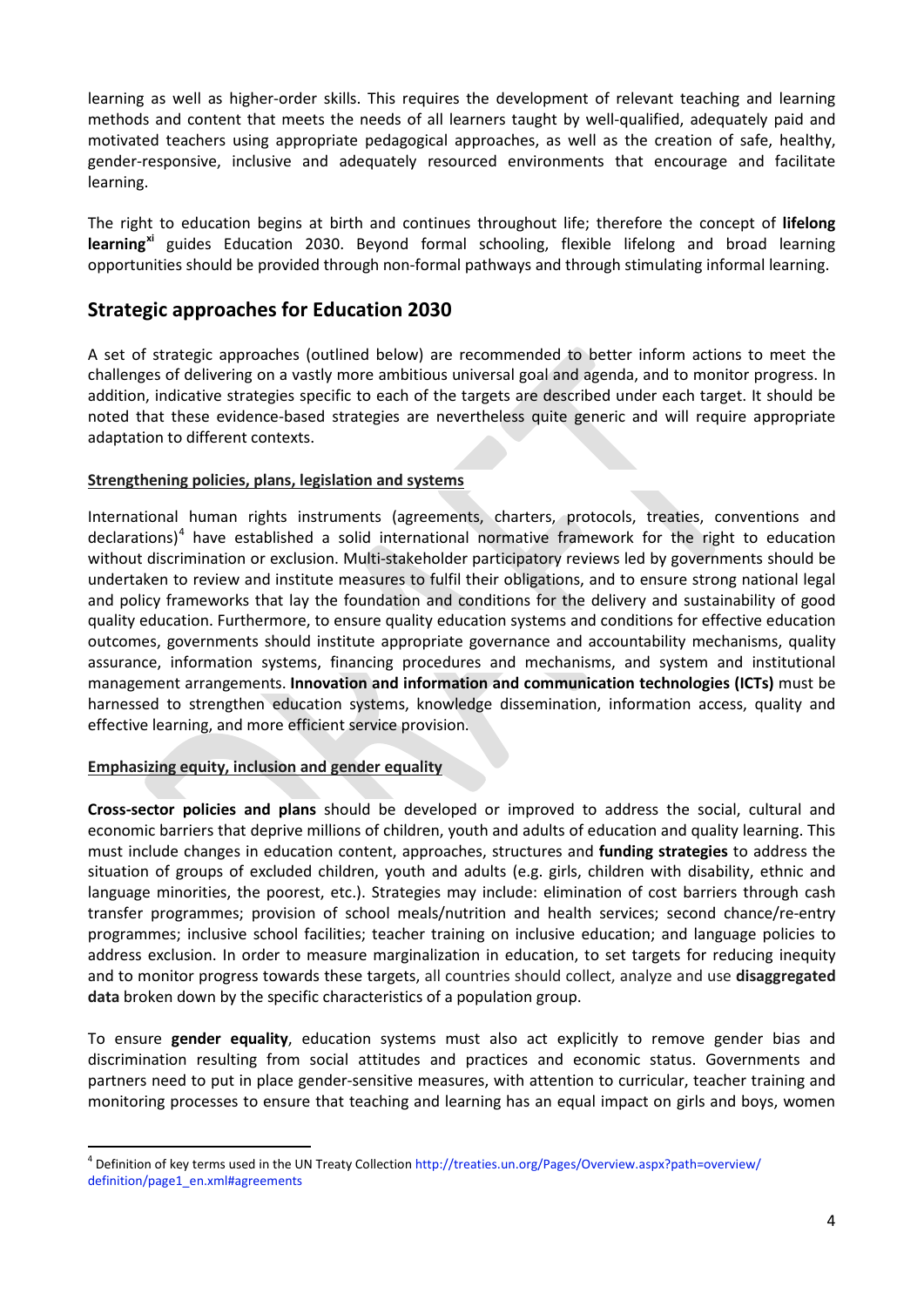learning as well as higher-order skills. This requires the development of relevant teaching and learning methods and content that meets the needs of all learners taught by well-qualified, adequately paid and motivated teachers using appropriate pedagogical approaches, as well as the creation of safe, healthy, gender-responsive, inclusive and adequately resourced environments that encourage and facilitate learning.

The right to education begins at birth and continues throughout life; therefore the concept of **lifelong learning**[xi] guides Education 2030. Beyond formal schooling, flexible lifelong and broad learning opportunities should be provided through non-formal pathways and through stimulating informal learning.

## Strategic approaches for Education 2030

A set of strategic approaches (outlined below) are recommended to better inform actions to meet the challenges of delivering on a vastly more ambitious universal goal and agenda, and to monitor progress. In addition, indicative strategies specific to each of the targets are described under each target. It should be noted that these evidence-based strategies are nevertheless quite generic and will require appropriate adaptation to different contexts.

### Strengthening policies, plans, legislation and systems

International human rights instruments (agreements, charters, protocols, treaties, conventions and declarations)[4] have established a solid international normative framework for the right to education without discrimination or exclusion. Multi-stakeholder participatory reviews led by governments should be undertaken to review and institute measures to fulfil their obligations, and to ensure strong national legal and policy frameworks that lay the foundation and conditions for the delivery and sustainability of good quality education. Furthermore, to ensure quality education systems and conditions for effective education outcomes, governments should institute appropriate governance and accountability mechanisms, quality assurance, information systems, financing procedures and mechanisms, and system and institutional management arrangements. **Innovation and information and communication technologies (ICTs)** must be harnessed to strengthen education systems, knowledge dissemination, information access, quality and effective learning, and more efficient service provision.

### Emphasizing equity, inclusion and gender equality

**Cross-sector policies and plans** should be developed or improved to address the social, cultural and economic barriers that deprive millions of children, youth and adults of education and quality learning. This must include changes in education content, approaches, structures and **funding strategies** to address the situation of groups of excluded children, youth and adults (e.g. girls, children with disability, ethnic and language minorities, the poorest, etc.). Strategies may include: elimination of cost barriers through cash transfer programmes; provision of school meals/nutrition and health services; second chance/re-entry programmes; inclusive school facilities; teacher training on inclusive education; and language policies to address exclusion. In order to measure marginalization in education, to set targets for reducing inequity and to monitor progress towards these targets, all countries should collect, analyze and use **disaggregated data** broken down by the specific characteristics of a population group.

To ensure **gender equality**, education systems must also act explicitly to remove gender bias and discrimination resulting from social attitudes and practices and economic status. Governments and partners need to put in place gender-sensitive measures, with attention to curricular, teacher training and monitoring processes to ensure that teaching and learning has an equal impact on girls and boys, women

---

[4] Definition of key terms used in the UN Treaty Collection http://treaties.un.org/Pages/Overview.aspx?path=overview/definition/page1_en.xml#agreements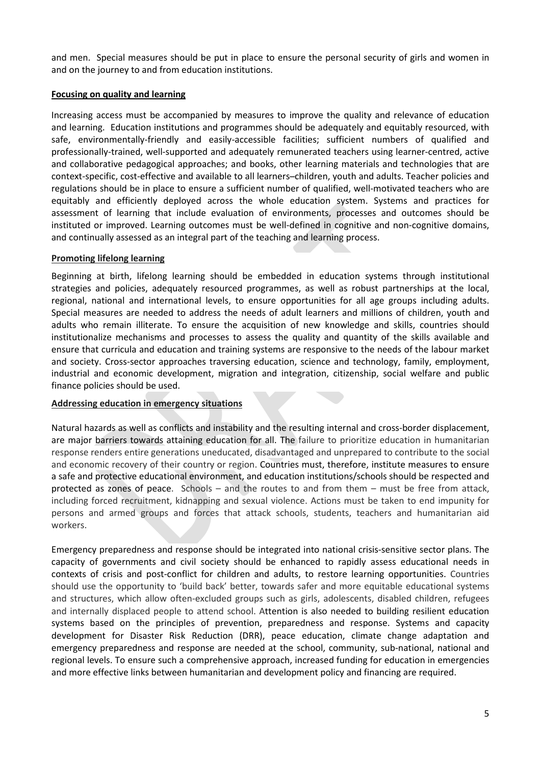and men. Special measures should be put in place to ensure the personal security of girls and women in and on the journey to and from education institutions.

**Focusing on quality and learning**

Increasing access must be accompanied by measures to improve the quality and relevance of education and learning. Education institutions and programmes should be adequately and equitably resourced, with safe, environmentally-friendly and easily-accessible facilities; sufficient numbers of qualified and professionally-trained, well-supported and adequately remunerated teachers using learner-centred, active and collaborative pedagogical approaches; and books, other learning materials and technologies that are context-specific, cost-effective and available to all learners–children, youth and adults. Teacher policies and regulations should be in place to ensure a sufficient number of qualified, well-motivated teachers who are equitably and efficiently deployed across the whole education system. Systems and practices for assessment of learning that include evaluation of environments, processes and outcomes should be instituted or improved. Learning outcomes must be well-defined in cognitive and non-cognitive domains, and continually assessed as an integral part of the teaching and learning process.

**Promoting lifelong learning**

Beginning at birth, lifelong learning should be embedded in education systems through institutional strategies and policies, adequately resourced programmes, as well as robust partnerships at the local, regional, national and international levels, to ensure opportunities for all age groups including adults. Special measures are needed to address the needs of adult learners and millions of children, youth and adults who remain illiterate. To ensure the acquisition of new knowledge and skills, countries should institutionalize mechanisms and processes to assess the quality and quantity of the skills available and ensure that curricula and education and training systems are responsive to the needs of the labour market and society. Cross-sector approaches traversing education, science and technology, family, employment, industrial and economic development, migration and integration, citizenship, social welfare and public finance policies should be used.

**Addressing education in emergency situations**

Natural hazards as well as conflicts and instability and the resulting internal and cross-border displacement, are major barriers towards attaining education for all. The failure to prioritize education in humanitarian response renders entire generations uneducated, disadvantaged and unprepared to contribute to the social and economic recovery of their country or region. Countries must, therefore, institute measures to ensure a safe and protective educational environment, and education institutions/schools should be respected and protected as zones of peace. Schools – and the routes to and from them – must be free from attack, including forced recruitment, kidnapping and sexual violence. Actions must be taken to end impunity for persons and armed groups and forces that attack schools, students, teachers and humanitarian aid workers.

Emergency preparedness and response should be integrated into national crisis-sensitive sector plans. The capacity of governments and civil society should be enhanced to rapidly assess educational needs in contexts of crisis and post-conflict for children and adults, to restore learning opportunities. Countries should use the opportunity to 'build back' better, towards safer and more equitable educational systems and structures, which allow often-excluded groups such as girls, adolescents, disabled children, refugees and internally displaced people to attend school. Attention is also needed to building resilient education systems based on the principles of prevention, preparedness and response. Systems and capacity development for Disaster Risk Reduction (DRR), peace education, climate change adaptation and emergency preparedness and response are needed at the school, community, sub-national, national and regional levels. To ensure such a comprehensive approach, increased funding for education in emergencies and more effective links between humanitarian and development policy and financing are required.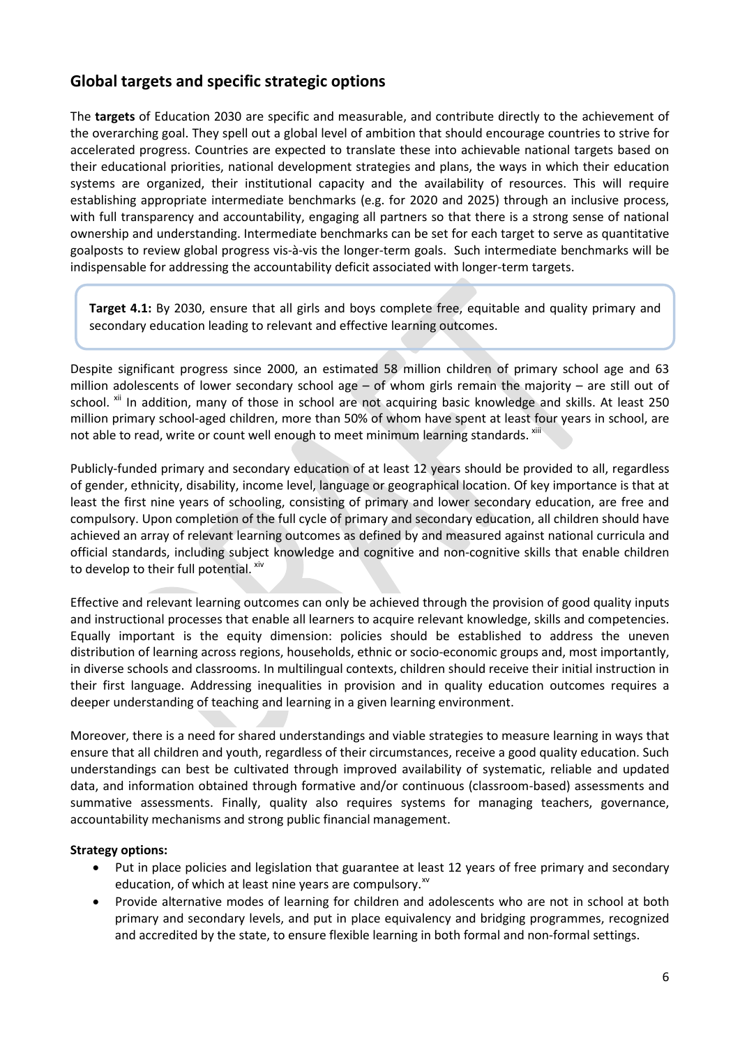## Global targets and specific strategic options

The **targets** of Education 2030 are specific and measurable, and contribute directly to the achievement of the overarching goal. They spell out a global level of ambition that should encourage countries to strive for accelerated progress. Countries are expected to translate these into achievable national targets based on their educational priorities, national development strategies and plans, the ways in which their education systems are organized, their institutional capacity and the availability of resources. This will require establishing appropriate intermediate benchmarks (e.g. for 2020 and 2025) through an inclusive process, with full transparency and accountability, engaging all partners so that there is a strong sense of national ownership and understanding. Intermediate benchmarks can be set for each target to serve as quantitative goalposts to review global progress vis-à-vis the longer-term goals. Such intermediate benchmarks will be indispensable for addressing the accountability deficit associated with longer-term targets.

> **Target 4.1:** By 2030, ensure that all girls and boys complete free, equitable and quality primary and secondary education leading to relevant and effective learning outcomes.

Despite significant progress since 2000, an estimated 58 million children of primary school age and 63 million adolescents of lower secondary school age – of whom girls remain the majority – are still out of school. [xii] In addition, many of those in school are not acquiring basic knowledge and skills. At least 250 million primary school-aged children, more than 50% of whom have spent at least four years in school, are not able to read, write or count well enough to meet minimum learning standards. [xiii]

Publicly-funded primary and secondary education of at least 12 years should be provided to all, regardless of gender, ethnicity, disability, income level, language or geographical location. Of key importance is that at least the first nine years of schooling, consisting of primary and lower secondary education, are free and compulsory. Upon completion of the full cycle of primary and secondary education, all children should have achieved an array of relevant learning outcomes as defined by and measured against national curricula and official standards, including subject knowledge and cognitive and non-cognitive skills that enable children to develop to their full potential. [xiv]

Effective and relevant learning outcomes can only be achieved through the provision of good quality inputs and instructional processes that enable all learners to acquire relevant knowledge, skills and competencies. Equally important is the equity dimension: policies should be established to address the uneven distribution of learning across regions, households, ethnic or socio-economic groups and, most importantly, in diverse schools and classrooms. In multilingual contexts, children should receive their initial instruction in their first language. Addressing inequalities in provision and in quality education outcomes requires a deeper understanding of teaching and learning in a given learning environment.

Moreover, there is a need for shared understandings and viable strategies to measure learning in ways that ensure that all children and youth, regardless of their circumstances, receive a good quality education. Such understandings can best be cultivated through improved availability of systematic, reliable and updated data, and information obtained through formative and/or continuous (classroom-based) assessments and summative assessments. Finally, quality also requires systems for managing teachers, governance, accountability mechanisms and strong public financial management.

**Strategy options:**

- Put in place policies and legislation that guarantee at least 12 years of free primary and secondary education, of which at least nine years are compulsory.[xv]
- Provide alternative modes of learning for children and adolescents who are not in school at both primary and secondary levels, and put in place equivalency and bridging programmes, recognized and accredited by the state, to ensure flexible learning in both formal and non-formal settings.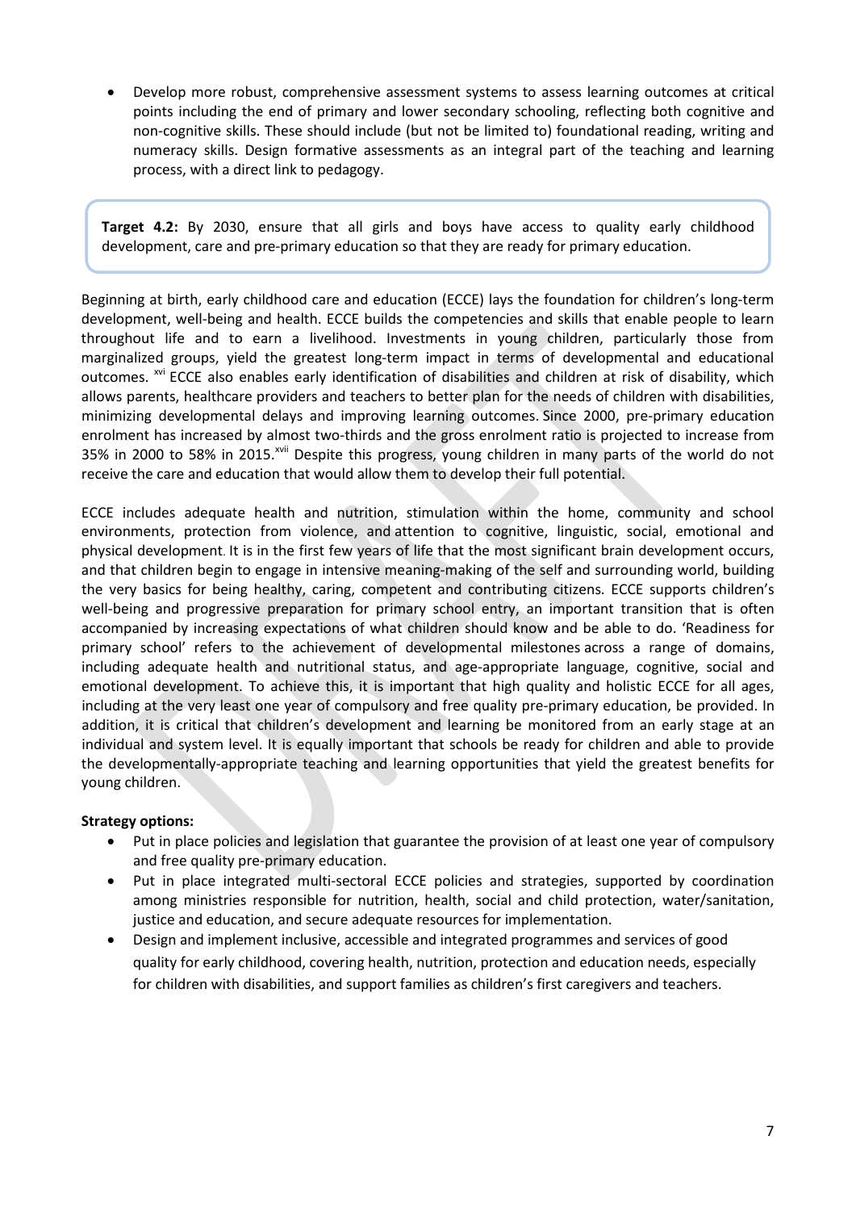- Develop more robust, comprehensive assessment systems to assess learning outcomes at critical points including the end of primary and lower secondary schooling, reflecting both cognitive and non-cognitive skills. These should include (but not be limited to) foundational reading, writing and numeracy skills. Design formative assessments as an integral part of the teaching and learning process, with a direct link to pedagogy.

> **Target 4.2:** By 2030, ensure that all girls and boys have access to quality early childhood development, care and pre-primary education so that they are ready for primary education.

Beginning at birth, early childhood care and education (ECCE) lays the foundation for children's long-term development, well-being and health. ECCE builds the competencies and skills that enable people to learn throughout life and to earn a livelihood. Investments in young children, particularly those from marginalized groups, yield the greatest long-term impact in terms of developmental and educational outcomes. [xvi] ECCE also enables early identification of disabilities and children at risk of disability, which allows parents, healthcare providers and teachers to better plan for the needs of children with disabilities, minimizing developmental delays and improving learning outcomes. Since 2000, pre-primary education enrolment has increased by almost two-thirds and the gross enrolment ratio is projected to increase from 35% in 2000 to 58% in 2015.[xvii] Despite this progress, young children in many parts of the world do not receive the care and education that would allow them to develop their full potential.

ECCE includes adequate health and nutrition, stimulation within the home, community and school environments, protection from violence, and attention to cognitive, linguistic, social, emotional and physical development. It is in the first few years of life that the most significant brain development occurs, and that children begin to engage in intensive meaning-making of the self and surrounding world, building the very basics for being healthy, caring, competent and contributing citizens. ECCE supports children's well-being and progressive preparation for primary school entry, an important transition that is often accompanied by increasing expectations of what children should know and be able to do. 'Readiness for primary school' refers to the achievement of developmental milestones across a range of domains, including adequate health and nutritional status, and age-appropriate language, cognitive, social and emotional development. To achieve this, it is important that high quality and holistic ECCE for all ages, including at the very least one year of compulsory and free quality pre-primary education, be provided. In addition, it is critical that children's development and learning be monitored from an early stage at an individual and system level. It is equally important that schools be ready for children and able to provide the developmentally-appropriate teaching and learning opportunities that yield the greatest benefits for young children.

**Strategy options:**

- Put in place policies and legislation that guarantee the provision of at least one year of compulsory and free quality pre-primary education.
- Put in place integrated multi-sectoral ECCE policies and strategies, supported by coordination among ministries responsible for nutrition, health, social and child protection, water/sanitation, justice and education, and secure adequate resources for implementation.
- Design and implement inclusive, accessible and integrated programmes and services of good quality for early childhood, covering health, nutrition, protection and education needs, especially for children with disabilities, and support families as children's first caregivers and teachers.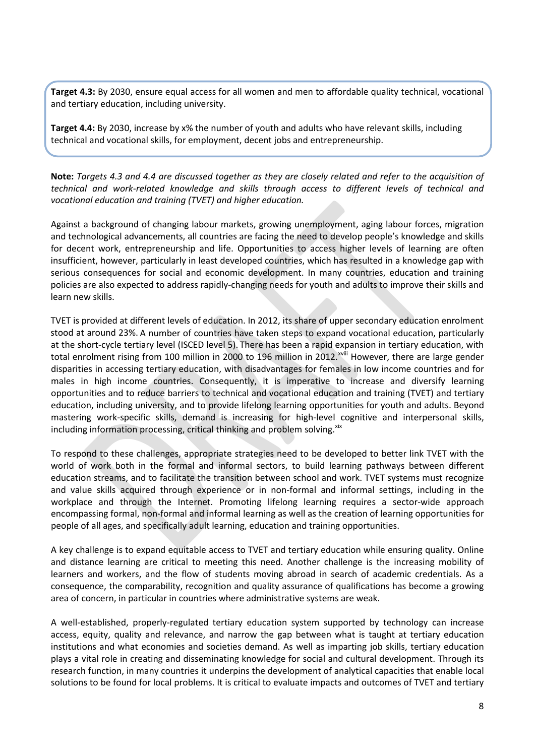**Target 4.3:** By 2030, ensure equal access for all women and men to affordable quality technical, vocational and tertiary education, including university.

**Target 4.4:** By 2030, increase by x% the number of youth and adults who have relevant skills, including technical and vocational skills, for employment, decent jobs and entrepreneurship.

**Note:** *Targets 4.3 and 4.4 are discussed together as they are closely related and refer to the acquisition of technical and work-related knowledge and skills through access to different levels of technical and vocational education and training (TVET) and higher education.*

Against a background of changing labour markets, growing unemployment, aging labour forces, migration and technological advancements, all countries are facing the need to develop people's knowledge and skills for decent work, entrepreneurship and life. Opportunities to access higher levels of learning are often insufficient, however, particularly in least developed countries, which has resulted in a knowledge gap with serious consequences for social and economic development. In many countries, education and training policies are also expected to address rapidly-changing needs for youth and adults to improve their skills and learn new skills.

TVET is provided at different levels of education. In 2012, its share of upper secondary education enrolment stood at around 23%. A number of countries have taken steps to expand vocational education, particularly at the short-cycle tertiary level (ISCED level 5). There has been a rapid expansion in tertiary education, with total enrolment rising from 100 million in 2000 to 196 million in 2012.[xviii] However, there are large gender disparities in accessing tertiary education, with disadvantages for females in low income countries and for males in high income countries. Consequently, it is imperative to increase and diversify learning opportunities and to reduce barriers to technical and vocational education and training (TVET) and tertiary education, including university, and to provide lifelong learning opportunities for youth and adults. Beyond mastering work-specific skills, demand is increasing for high-level cognitive and interpersonal skills, including information processing, critical thinking and problem solving.[xix]

To respond to these challenges, appropriate strategies need to be developed to better link TVET with the world of work both in the formal and informal sectors, to build learning pathways between different education streams, and to facilitate the transition between school and work. TVET systems must recognize and value skills acquired through experience or in non-formal and informal settings, including in the workplace and through the Internet. Promoting lifelong learning requires a sector-wide approach encompassing formal, non-formal and informal learning as well as the creation of learning opportunities for people of all ages, and specifically adult learning, education and training opportunities.

A key challenge is to expand equitable access to TVET and tertiary education while ensuring quality. Online and distance learning are critical to meeting this need. Another challenge is the increasing mobility of learners and workers, and the flow of students moving abroad in search of academic credentials. As a consequence, the comparability, recognition and quality assurance of qualifications has become a growing area of concern, in particular in countries where administrative systems are weak.

A well-established, properly-regulated tertiary education system supported by technology can increase access, equity, quality and relevance, and narrow the gap between what is taught at tertiary education institutions and what economies and societies demand. As well as imparting job skills, tertiary education plays a vital role in creating and disseminating knowledge for social and cultural development. Through its research function, in many countries it underpins the development of analytical capacities that enable local solutions to be found for local problems. It is critical to evaluate impacts and outcomes of TVET and tertiary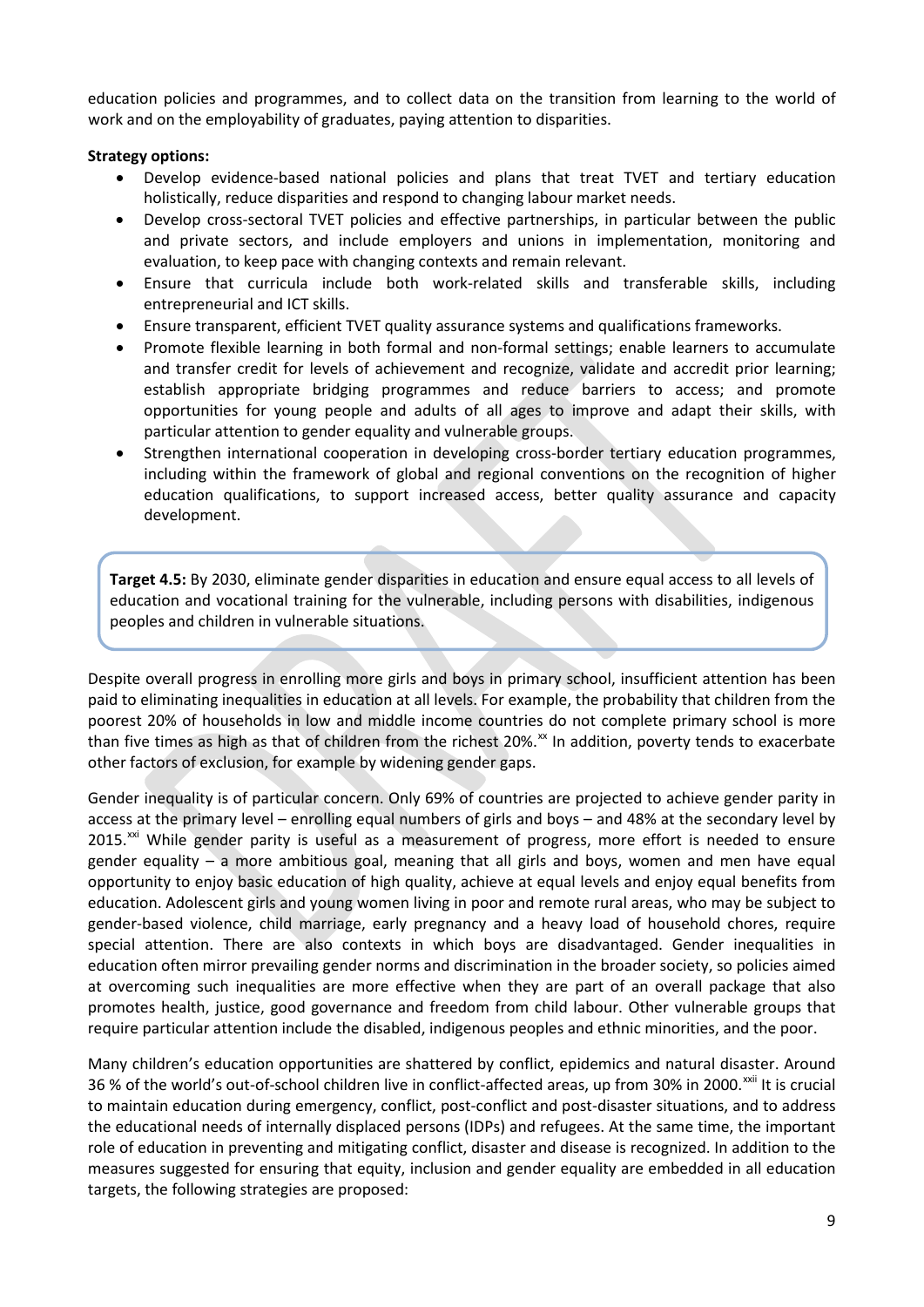education policies and programmes, and to collect data on the transition from learning to the world of work and on the employability of graduates, paying attention to disparities.

**Strategy options:**

- Develop evidence-based national policies and plans that treat TVET and tertiary education holistically, reduce disparities and respond to changing labour market needs.
- Develop cross-sectoral TVET policies and effective partnerships, in particular between the public and private sectors, and include employers and unions in implementation, monitoring and evaluation, to keep pace with changing contexts and remain relevant.
- Ensure that curricula include both work-related skills and transferable skills, including entrepreneurial and ICT skills.
- Ensure transparent, efficient TVET quality assurance systems and qualifications frameworks.
- Promote flexible learning in both formal and non-formal settings; enable learners to accumulate and transfer credit for levels of achievement and recognize, validate and accredit prior learning; establish appropriate bridging programmes and reduce barriers to access; and promote opportunities for young people and adults of all ages to improve and adapt their skills, with particular attention to gender equality and vulnerable groups.
- Strengthen international cooperation in developing cross-border tertiary education programmes, including within the framework of global and regional conventions on the recognition of higher education qualifications, to support increased access, better quality assurance and capacity development.

**Target 4.5:** By 2030, eliminate gender disparities in education and ensure equal access to all levels of education and vocational training for the vulnerable, including persons with disabilities, indigenous peoples and children in vulnerable situations.

Despite overall progress in enrolling more girls and boys in primary school, insufficient attention has been paid to eliminating inequalities in education at all levels. For example, the probability that children from the poorest 20% of households in low and middle income countries do not complete primary school is more than five times as high as that of children from the richest 20%.[xx] In addition, poverty tends to exacerbate other factors of exclusion, for example by widening gender gaps.

Gender inequality is of particular concern. Only 69% of countries are projected to achieve gender parity in access at the primary level – enrolling equal numbers of girls and boys – and 48% at the secondary level by 2015.[xxi] While gender parity is useful as a measurement of progress, more effort is needed to ensure gender equality – a more ambitious goal, meaning that all girls and boys, women and men have equal opportunity to enjoy basic education of high quality, achieve at equal levels and enjoy equal benefits from education. Adolescent girls and young women living in poor and remote rural areas, who may be subject to gender-based violence, child marriage, early pregnancy and a heavy load of household chores, require special attention. There are also contexts in which boys are disadvantaged. Gender inequalities in education often mirror prevailing gender norms and discrimination in the broader society, so policies aimed at overcoming such inequalities are more effective when they are part of an overall package that also promotes health, justice, good governance and freedom from child labour. Other vulnerable groups that require particular attention include the disabled, indigenous peoples and ethnic minorities, and the poor.

Many children's education opportunities are shattered by conflict, epidemics and natural disaster. Around 36 % of the world's out-of-school children live in conflict-affected areas, up from 30% in 2000.[xxii] It is crucial to maintain education during emergency, conflict, post-conflict and post-disaster situations, and to address the educational needs of internally displaced persons (IDPs) and refugees. At the same time, the important role of education in preventing and mitigating conflict, disaster and disease is recognized. In addition to the measures suggested for ensuring that equity, inclusion and gender equality are embedded in all education targets, the following strategies are proposed: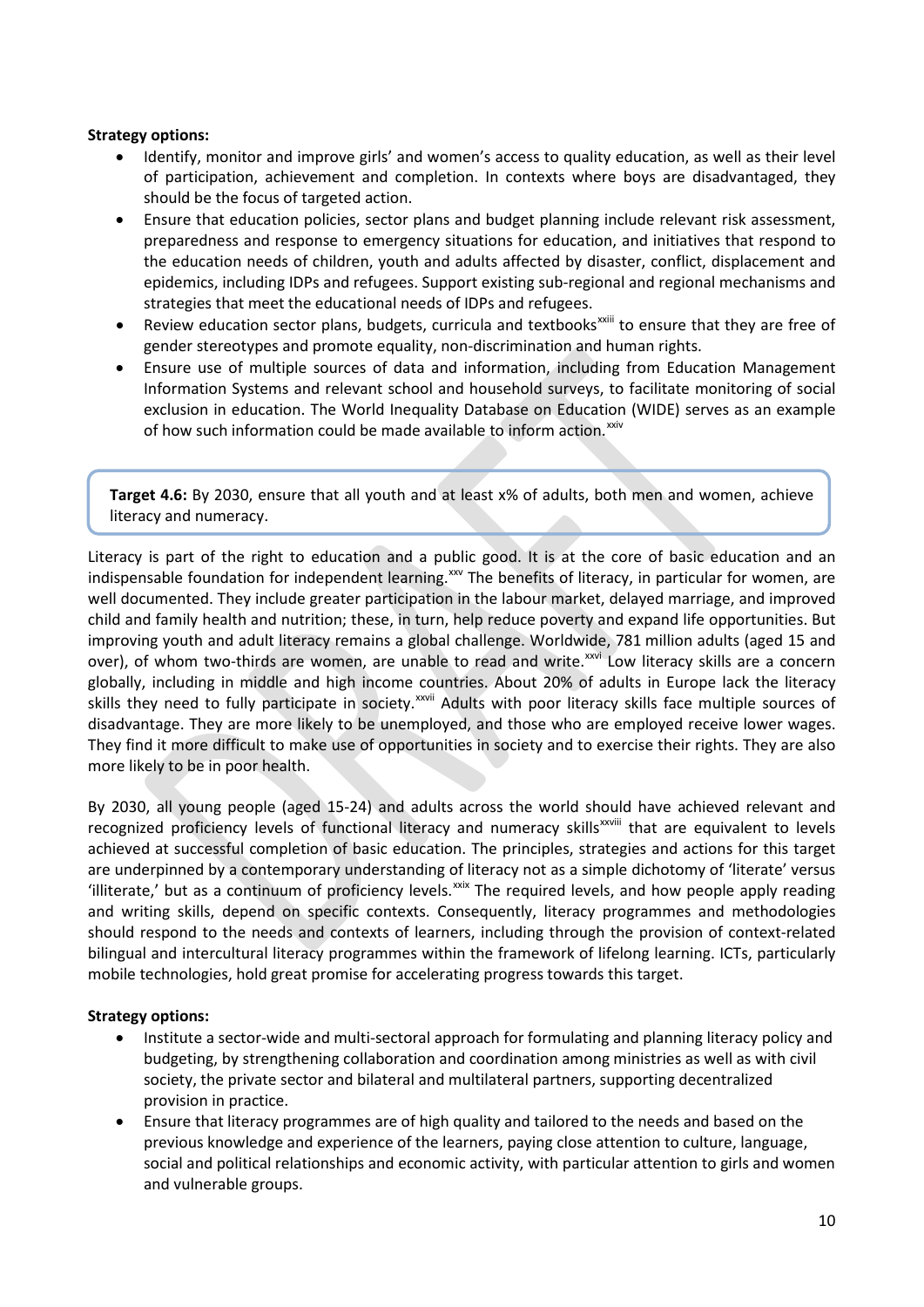**Strategy options:**

- Identify, monitor and improve girls' and women's access to quality education, as well as their level of participation, achievement and completion. In contexts where boys are disadvantaged, they should be the focus of targeted action.
- Ensure that education policies, sector plans and budget planning include relevant risk assessment, preparedness and response to emergency situations for education, and initiatives that respond to the education needs of children, youth and adults affected by disaster, conflict, displacement and epidemics, including IDPs and refugees. Support existing sub-regional and regional mechanisms and strategies that meet the educational needs of IDPs and refugees.
- Review education sector plans, budgets, curricula and textbooks[xxiii] to ensure that they are free of gender stereotypes and promote equality, non-discrimination and human rights.
- Ensure use of multiple sources of data and information, including from Education Management Information Systems and relevant school and household surveys, to facilitate monitoring of social exclusion in education. The World Inequality Database on Education (WIDE) serves as an example of how such information could be made available to inform action.[xxiv]

**Target 4.6:** By 2030, ensure that all youth and at least x% of adults, both men and women, achieve literacy and numeracy.

Literacy is part of the right to education and a public good. It is at the core of basic education and an indispensable foundation for independent learning.[xxv] The benefits of literacy, in particular for women, are well documented. They include greater participation in the labour market, delayed marriage, and improved child and family health and nutrition; these, in turn, help reduce poverty and expand life opportunities. But improving youth and adult literacy remains a global challenge. Worldwide, 781 million adults (aged 15 and over), of whom two-thirds are women, are unable to read and write.[xxvi] Low literacy skills are a concern globally, including in middle and high income countries. About 20% of adults in Europe lack the literacy skills they need to fully participate in society.[xxvii] Adults with poor literacy skills face multiple sources of disadvantage. They are more likely to be unemployed, and those who are employed receive lower wages. They find it more difficult to make use of opportunities in society and to exercise their rights. They are also more likely to be in poor health.

By 2030, all young people (aged 15-24) and adults across the world should have achieved relevant and recognized proficiency levels of functional literacy and numeracy skills[xxviii] that are equivalent to levels achieved at successful completion of basic education. The principles, strategies and actions for this target are underpinned by a contemporary understanding of literacy not as a simple dichotomy of 'literate' versus 'illiterate,' but as a continuum of proficiency levels.[xxix] The required levels, and how people apply reading and writing skills, depend on specific contexts. Consequently, literacy programmes and methodologies should respond to the needs and contexts of learners, including through the provision of context-related bilingual and intercultural literacy programmes within the framework of lifelong learning. ICTs, particularly mobile technologies, hold great promise for accelerating progress towards this target.

**Strategy options:**

- Institute a sector-wide and multi-sectoral approach for formulating and planning literacy policy and budgeting, by strengthening collaboration and coordination among ministries as well as with civil society, the private sector and bilateral and multilateral partners, supporting decentralized provision in practice.
- Ensure that literacy programmes are of high quality and tailored to the needs and based on the previous knowledge and experience of the learners, paying close attention to culture, language, social and political relationships and economic activity, with particular attention to girls and women and vulnerable groups.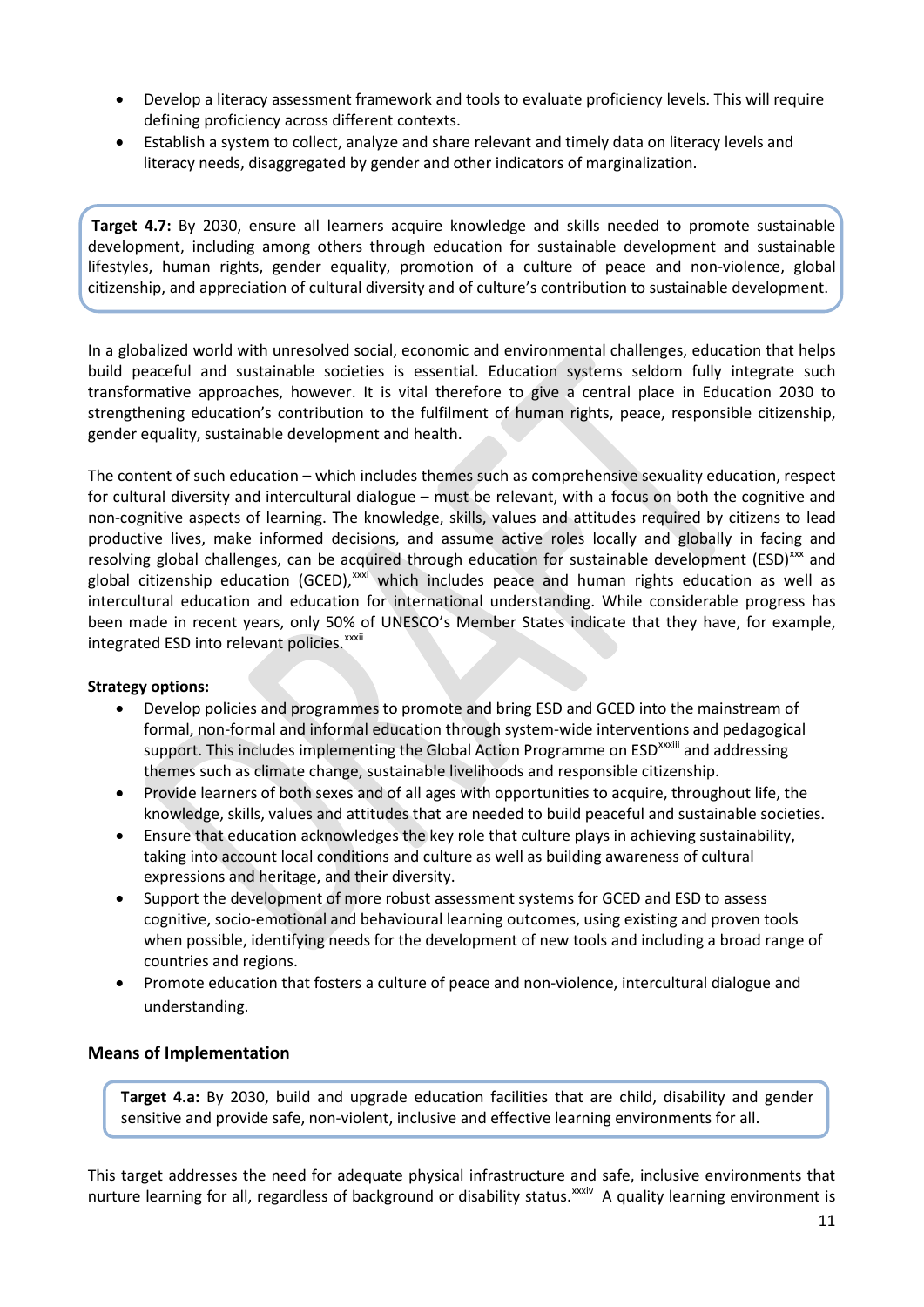- Develop a literacy assessment framework and tools to evaluate proficiency levels. This will require defining proficiency across different contexts.
- Establish a system to collect, analyze and share relevant and timely data on literacy levels and literacy needs, disaggregated by gender and other indicators of marginalization.

**Target 4.7:** By 2030, ensure all learners acquire knowledge and skills needed to promote sustainable development, including among others through education for sustainable development and sustainable lifestyles, human rights, gender equality, promotion of a culture of peace and non-violence, global citizenship, and appreciation of cultural diversity and of culture's contribution to sustainable development.

In a globalized world with unresolved social, economic and environmental challenges, education that helps build peaceful and sustainable societies is essential. Education systems seldom fully integrate such transformative approaches, however. It is vital therefore to give a central place in Education 2030 to strengthening education's contribution to the fulfilment of human rights, peace, responsible citizenship, gender equality, sustainable development and health.

The content of such education – which includes themes such as comprehensive sexuality education, respect for cultural diversity and intercultural dialogue – must be relevant, with a focus on both the cognitive and non-cognitive aspects of learning. The knowledge, skills, values and attitudes required by citizens to lead productive lives, make informed decisions, and assume active roles locally and globally in facing and resolving global challenges, can be acquired through education for sustainable development (ESD)[xxx] and global citizenship education (GCED),[xxxi] which includes peace and human rights education as well as intercultural education and education for international understanding. While considerable progress has been made in recent years, only 50% of UNESCO's Member States indicate that they have, for example, integrated ESD into relevant policies.[xxxii]

**Strategy options:**

- Develop policies and programmes to promote and bring ESD and GCED into the mainstream of formal, non-formal and informal education through system-wide interventions and pedagogical support. This includes implementing the Global Action Programme on ESD[xxxiii] and addressing themes such as climate change, sustainable livelihoods and responsible citizenship.
- Provide learners of both sexes and of all ages with opportunities to acquire, throughout life, the knowledge, skills, values and attitudes that are needed to build peaceful and sustainable societies.
- Ensure that education acknowledges the key role that culture plays in achieving sustainability, taking into account local conditions and culture as well as building awareness of cultural expressions and heritage, and their diversity.
- Support the development of more robust assessment systems for GCED and ESD to assess cognitive, socio-emotional and behavioural learning outcomes, using existing and proven tools when possible, identifying needs for the development of new tools and including a broad range of countries and regions.
- Promote education that fosters a culture of peace and non-violence, intercultural dialogue and understanding.

## Means of Implementation

**Target 4.a:** By 2030, build and upgrade education facilities that are child, disability and gender sensitive and provide safe, non-violent, inclusive and effective learning environments for all.

This target addresses the need for adequate physical infrastructure and safe, inclusive environments that nurture learning for all, regardless of background or disability status.[xxxiv] A quality learning environment is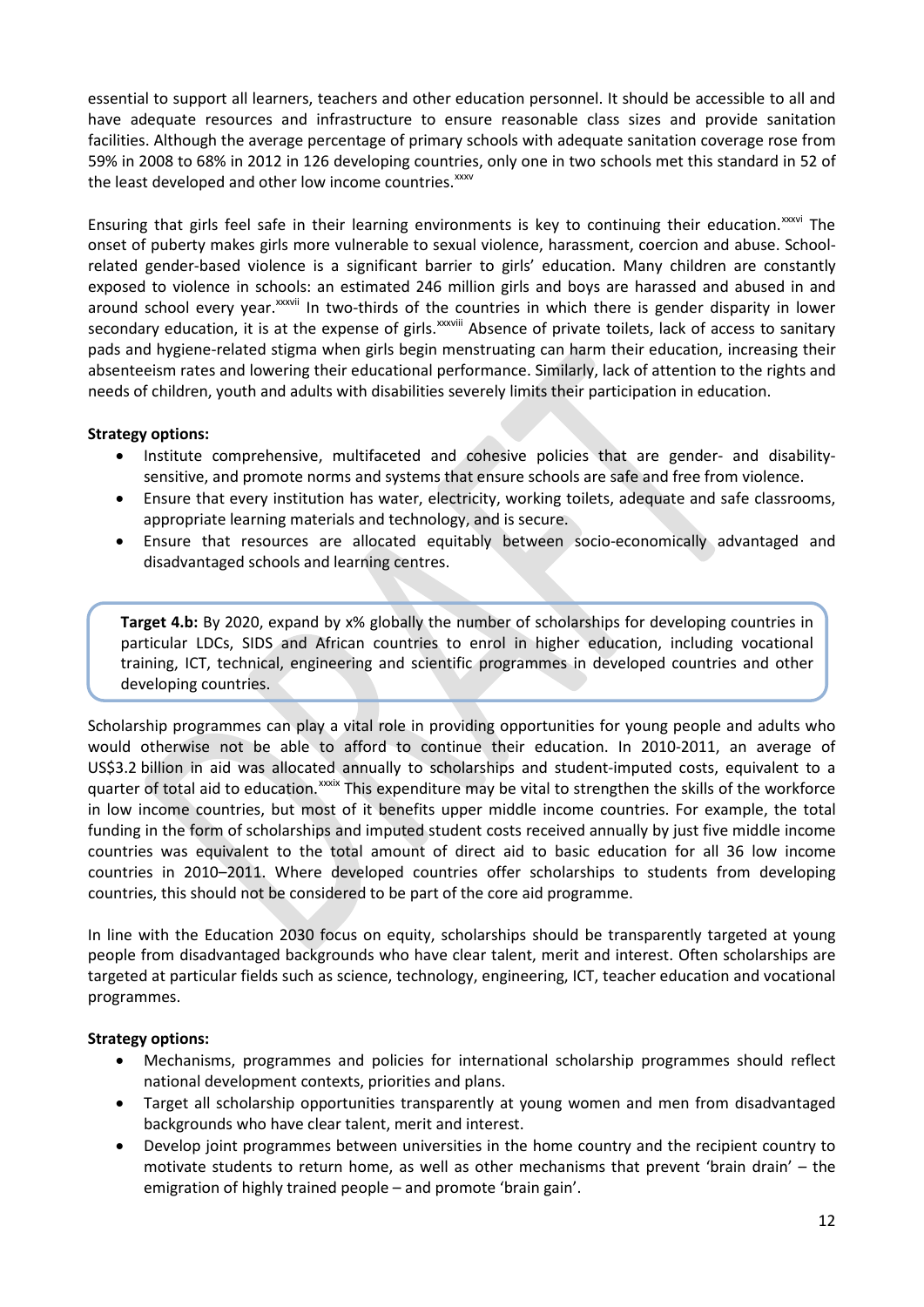essential to support all learners, teachers and other education personnel. It should be accessible to all and have adequate resources and infrastructure to ensure reasonable class sizes and provide sanitation facilities. Although the average percentage of primary schools with adequate sanitation coverage rose from 59% in 2008 to 68% in 2012 in 126 developing countries, only one in two schools met this standard in 52 of the least developed and other low income countries.[xxxv]

Ensuring that girls feel safe in their learning environments is key to continuing their education.[xxxvi] The onset of puberty makes girls more vulnerable to sexual violence, harassment, coercion and abuse. School-related gender-based violence is a significant barrier to girls' education. Many children are constantly exposed to violence in schools: an estimated 246 million girls and boys are harassed and abused in and around school every year.[xxxvii] In two-thirds of the countries in which there is gender disparity in lower secondary education, it is at the expense of girls.[xxxviii] Absence of private toilets, lack of access to sanitary pads and hygiene-related stigma when girls begin menstruating can harm their education, increasing their absenteeism rates and lowering their educational performance. Similarly, lack of attention to the rights and needs of children, youth and adults with disabilities severely limits their participation in education.

**Strategy options:**

- Institute comprehensive, multifaceted and cohesive policies that are gender- and disability-sensitive, and promote norms and systems that ensure schools are safe and free from violence.
- Ensure that every institution has water, electricity, working toilets, adequate and safe classrooms, appropriate learning materials and technology, and is secure.
- Ensure that resources are allocated equitably between socio-economically advantaged and disadvantaged schools and learning centres.

**Target 4.b:** By 2020, expand by x% globally the number of scholarships for developing countries in particular LDCs, SIDS and African countries to enrol in higher education, including vocational training, ICT, technical, engineering and scientific programmes in developed countries and other developing countries.

Scholarship programmes can play a vital role in providing opportunities for young people and adults who would otherwise not be able to afford to continue their education. In 2010-2011, an average of US$3.2 billion in aid was allocated annually to scholarships and student-imputed costs, equivalent to a quarter of total aid to education.[xxxix] This expenditure may be vital to strengthen the skills of the workforce in low income countries, but most of it benefits upper middle income countries. For example, the total funding in the form of scholarships and imputed student costs received annually by just five middle income countries was equivalent to the total amount of direct aid to basic education for all 36 low income countries in 2010–2011. Where developed countries offer scholarships to students from developing countries, this should not be considered to be part of the core aid programme.

In line with the Education 2030 focus on equity, scholarships should be transparently targeted at young people from disadvantaged backgrounds who have clear talent, merit and interest. Often scholarships are targeted at particular fields such as science, technology, engineering, ICT, teacher education and vocational programmes.

**Strategy options:**

- Mechanisms, programmes and policies for international scholarship programmes should reflect national development contexts, priorities and plans.
- Target all scholarship opportunities transparently at young women and men from disadvantaged backgrounds who have clear talent, merit and interest.
- Develop joint programmes between universities in the home country and the recipient country to motivate students to return home, as well as other mechanisms that prevent 'brain drain' – the emigration of highly trained people – and promote 'brain gain'.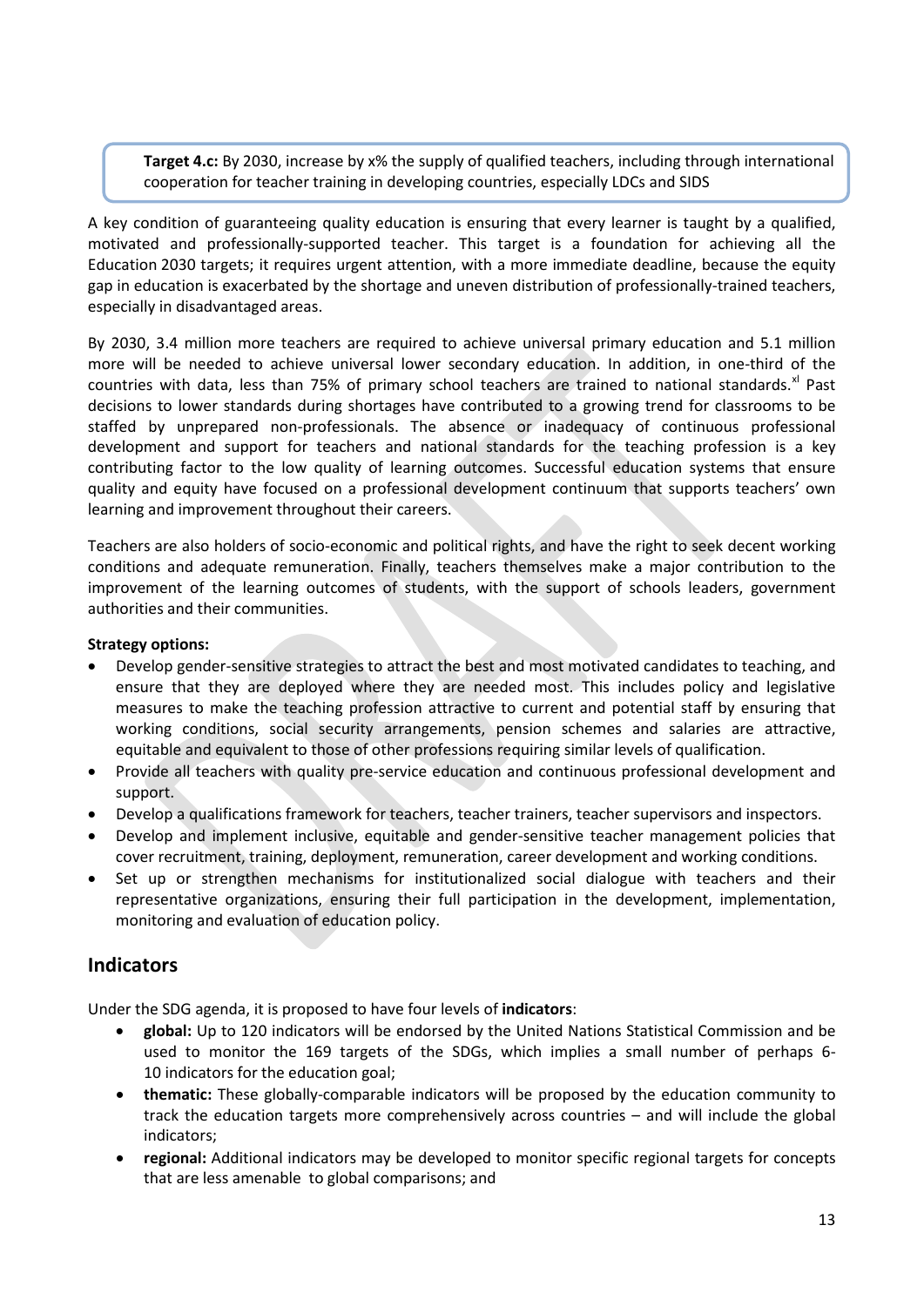> **Target 4.c:** By 2030, increase by x% the supply of qualified teachers, including through international cooperation for teacher training in developing countries, especially LDCs and SIDS

A key condition of guaranteeing quality education is ensuring that every learner is taught by a qualified, motivated and professionally-supported teacher. This target is a foundation for achieving all the Education 2030 targets; it requires urgent attention, with a more immediate deadline, because the equity gap in education is exacerbated by the shortage and uneven distribution of professionally-trained teachers, especially in disadvantaged areas.

By 2030, 3.4 million more teachers are required to achieve universal primary education and 5.1 million more will be needed to achieve universal lower secondary education. In addition, in one-third of the countries with data, less than 75% of primary school teachers are trained to national standards.[xl] Past decisions to lower standards during shortages have contributed to a growing trend for classrooms to be staffed by unprepared non-professionals. The absence or inadequacy of continuous professional development and support for teachers and national standards for the teaching profession is a key contributing factor to the low quality of learning outcomes. Successful education systems that ensure quality and equity have focused on a professional development continuum that supports teachers' own learning and improvement throughout their careers.

Teachers are also holders of socio-economic and political rights, and have the right to seek decent working conditions and adequate remuneration. Finally, teachers themselves make a major contribution to the improvement of the learning outcomes of students, with the support of schools leaders, government authorities and their communities.

**Strategy options:**

- Develop gender-sensitive strategies to attract the best and most motivated candidates to teaching, and ensure that they are deployed where they are needed most. This includes policy and legislative measures to make the teaching profession attractive to current and potential staff by ensuring that working conditions, social security arrangements, pension schemes and salaries are attractive, equitable and equivalent to those of other professions requiring similar levels of qualification.
- Provide all teachers with quality pre-service education and continuous professional development and support.
- Develop a qualifications framework for teachers, teacher trainers, teacher supervisors and inspectors.
- Develop and implement inclusive, equitable and gender-sensitive teacher management policies that cover recruitment, training, deployment, remuneration, career development and working conditions.
- Set up or strengthen mechanisms for institutionalized social dialogue with teachers and their representative organizations, ensuring their full participation in the development, implementation, monitoring and evaluation of education policy.

## Indicators

Under the SDG agenda, it is proposed to have four levels of **indicators**:

- **global:** Up to 120 indicators will be endorsed by the United Nations Statistical Commission and be used to monitor the 169 targets of the SDGs, which implies a small number of perhaps 6-10 indicators for the education goal;
- **thematic:** These globally-comparable indicators will be proposed by the education community to track the education targets more comprehensively across countries – and will include the global indicators;
- **regional:** Additional indicators may be developed to monitor specific regional targets for concepts that are less amenable to global comparisons; and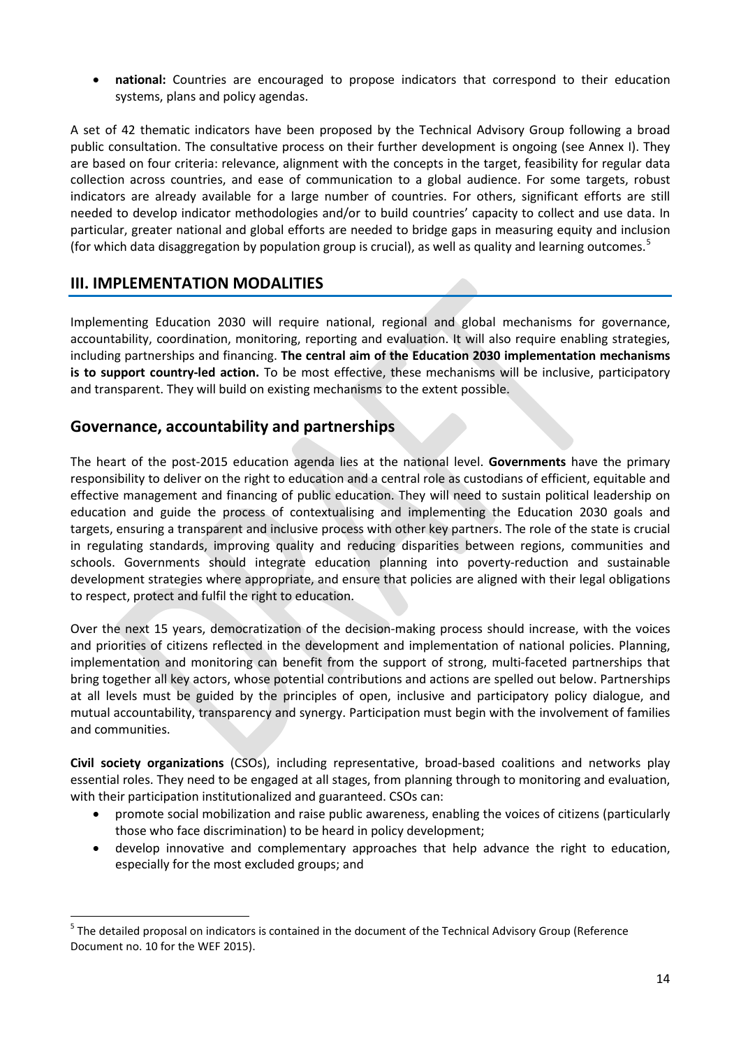- **national:** Countries are encouraged to propose indicators that correspond to their education systems, plans and policy agendas.

A set of 42 thematic indicators have been proposed by the Technical Advisory Group following a broad public consultation. The consultative process on their further development is ongoing (see Annex I). They are based on four criteria: relevance, alignment with the concepts in the target, feasibility for regular data collection across countries, and ease of communication to a global audience. For some targets, robust indicators are already available for a large number of countries. For others, significant efforts are still needed to develop indicator methodologies and/or to build countries' capacity to collect and use data. In particular, greater national and global efforts are needed to bridge gaps in measuring equity and inclusion (for which data disaggregation by population group is crucial), as well as quality and learning outcomes.[5]

## III. IMPLEMENTATION MODALITIES

Implementing Education 2030 will require national, regional and global mechanisms for governance, accountability, coordination, monitoring, reporting and evaluation. It will also require enabling strategies, including partnerships and financing. **The central aim of the Education 2030 implementation mechanisms is to support country-led action.** To be most effective, these mechanisms will be inclusive, participatory and transparent. They will build on existing mechanisms to the extent possible.

## Governance, accountability and partnerships

The heart of the post-2015 education agenda lies at the national level. **Governments** have the primary responsibility to deliver on the right to education and a central role as custodians of efficient, equitable and effective management and financing of public education. They will need to sustain political leadership on education and guide the process of contextualising and implementing the Education 2030 goals and targets, ensuring a transparent and inclusive process with other key partners. The role of the state is crucial in regulating standards, improving quality and reducing disparities between regions, communities and schools. Governments should integrate education planning into poverty-reduction and sustainable development strategies where appropriate, and ensure that policies are aligned with their legal obligations to respect, protect and fulfil the right to education.

Over the next 15 years, democratization of the decision-making process should increase, with the voices and priorities of citizens reflected in the development and implementation of national policies. Planning, implementation and monitoring can benefit from the support of strong, multi-faceted partnerships that bring together all key actors, whose potential contributions and actions are spelled out below. Partnerships at all levels must be guided by the principles of open, inclusive and participatory policy dialogue, and mutual accountability, transparency and synergy. Participation must begin with the involvement of families and communities.

**Civil society organizations** (CSOs), including representative, broad-based coalitions and networks play essential roles. They need to be engaged at all stages, from planning through to monitoring and evaluation, with their participation institutionalized and guaranteed. CSOs can:

- promote social mobilization and raise public awareness, enabling the voices of citizens (particularly those who face discrimination) to be heard in policy development;
- develop innovative and complementary approaches that help advance the right to education, especially for the most excluded groups; and

[5] The detailed proposal on indicators is contained in the document of the Technical Advisory Group (Reference Document no. 10 for the WEF 2015).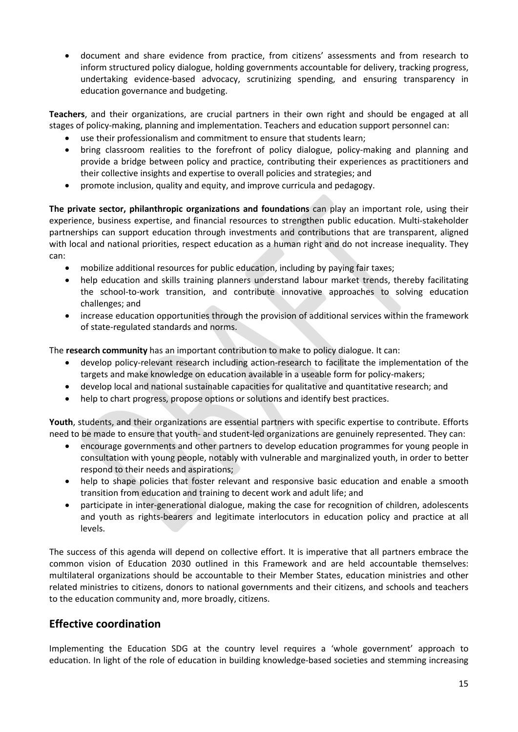- document and share evidence from practice, from citizens' assessments and from research to inform structured policy dialogue, holding governments accountable for delivery, tracking progress, undertaking evidence-based advocacy, scrutinizing spending, and ensuring transparency in education governance and budgeting.

**Teachers**, and their organizations, are crucial partners in their own right and should be engaged at all stages of policy-making, planning and implementation. Teachers and education support personnel can:

- use their professionalism and commitment to ensure that students learn;
- bring classroom realities to the forefront of policy dialogue, policy-making and planning and provide a bridge between policy and practice, contributing their experiences as practitioners and their collective insights and expertise to overall policies and strategies; and
- promote inclusion, quality and equity, and improve curricula and pedagogy.

**The private sector, philanthropic organizations and foundations** can play an important role, using their experience, business expertise, and financial resources to strengthen public education. Multi-stakeholder partnerships can support education through investments and contributions that are transparent, aligned with local and national priorities, respect education as a human right and do not increase inequality. They can:

- mobilize additional resources for public education, including by paying fair taxes;
- help education and skills training planners understand labour market trends, thereby facilitating the school-to-work transition, and contribute innovative approaches to solving education challenges; and
- increase education opportunities through the provision of additional services within the framework of state-regulated standards and norms.

The **research community** has an important contribution to make to policy dialogue. It can:

- develop policy-relevant research including action-research to facilitate the implementation of the targets and make knowledge on education available in a useable form for policy-makers;
- develop local and national sustainable capacities for qualitative and quantitative research; and
- help to chart progress, propose options or solutions and identify best practices.

**Youth**, students, and their organizations are essential partners with specific expertise to contribute. Efforts need to be made to ensure that youth- and student-led organizations are genuinely represented. They can:

- encourage governments and other partners to develop education programmes for young people in consultation with young people, notably with vulnerable and marginalized youth, in order to better respond to their needs and aspirations;
- help to shape policies that foster relevant and responsive basic education and enable a smooth transition from education and training to decent work and adult life; and
- participate in inter-generational dialogue, making the case for recognition of children, adolescents and youth as rights-bearers and legitimate interlocutors in education policy and practice at all levels.

The success of this agenda will depend on collective effort. It is imperative that all partners embrace the common vision of Education 2030 outlined in this Framework and are held accountable themselves: multilateral organizations should be accountable to their Member States, education ministries and other related ministries to citizens, donors to national governments and their citizens, and schools and teachers to the education community and, more broadly, citizens.

## Effective coordination

Implementing the Education SDG at the country level requires a 'whole government' approach to education. In light of the role of education in building knowledge-based societies and stemming increasing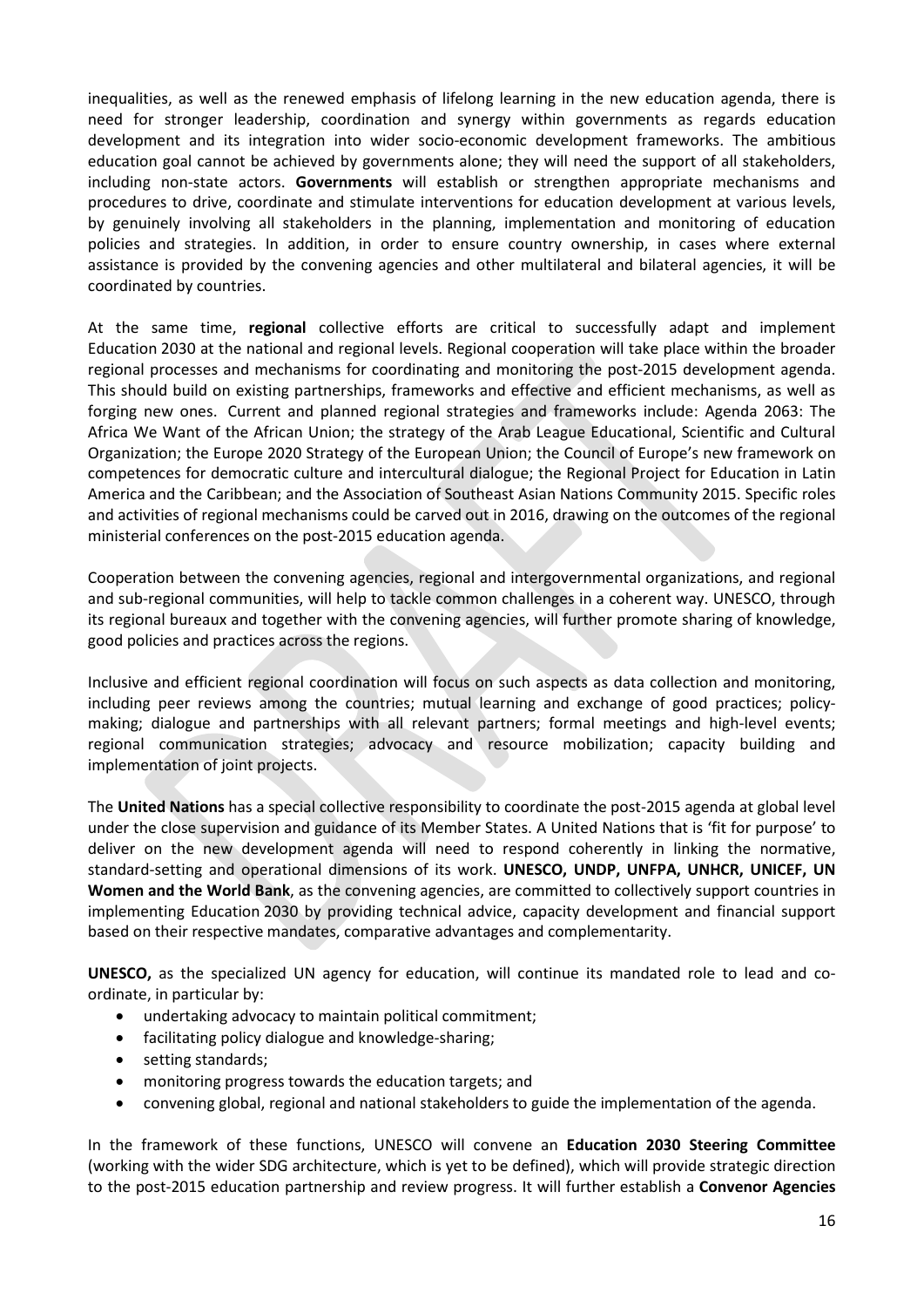inequalities, as well as the renewed emphasis of lifelong learning in the new education agenda, there is need for stronger leadership, coordination and synergy within governments as regards education development and its integration into wider socio-economic development frameworks. The ambitious education goal cannot be achieved by governments alone; they will need the support of all stakeholders, including non-state actors. **Governments** will establish or strengthen appropriate mechanisms and procedures to drive, coordinate and stimulate interventions for education development at various levels, by genuinely involving all stakeholders in the planning, implementation and monitoring of education policies and strategies. In addition, in order to ensure country ownership, in cases where external assistance is provided by the convening agencies and other multilateral and bilateral agencies, it will be coordinated by countries.

At the same time, **regional** collective efforts are critical to successfully adapt and implement Education 2030 at the national and regional levels. Regional cooperation will take place within the broader regional processes and mechanisms for coordinating and monitoring the post-2015 development agenda. This should build on existing partnerships, frameworks and effective and efficient mechanisms, as well as forging new ones. Current and planned regional strategies and frameworks include: Agenda 2063: The Africa We Want of the African Union; the strategy of the Arab League Educational, Scientific and Cultural Organization; the Europe 2020 Strategy of the European Union; the Council of Europe's new framework on competences for democratic culture and intercultural dialogue; the Regional Project for Education in Latin America and the Caribbean; and the Association of Southeast Asian Nations Community 2015. Specific roles and activities of regional mechanisms could be carved out in 2016, drawing on the outcomes of the regional ministerial conferences on the post-2015 education agenda.

Cooperation between the convening agencies, regional and intergovernmental organizations, and regional and sub-regional communities, will help to tackle common challenges in a coherent way. UNESCO, through its regional bureaux and together with the convening agencies, will further promote sharing of knowledge, good policies and practices across the regions.

Inclusive and efficient regional coordination will focus on such aspects as data collection and monitoring, including peer reviews among the countries; mutual learning and exchange of good practices; policy-making; dialogue and partnerships with all relevant partners; formal meetings and high-level events; regional communication strategies; advocacy and resource mobilization; capacity building and implementation of joint projects.

The **United Nations** has a special collective responsibility to coordinate the post-2015 agenda at global level under the close supervision and guidance of its Member States. A United Nations that is 'fit for purpose' to deliver on the new development agenda will need to respond coherently in linking the normative, standard-setting and operational dimensions of its work. **UNESCO, UNDP, UNFPA, UNHCR, UNICEF, UN Women and the World Bank**, as the convening agencies, are committed to collectively support countries in implementing Education 2030 by providing technical advice, capacity development and financial support based on their respective mandates, comparative advantages and complementarity.

**UNESCO,** as the specialized UN agency for education, will continue its mandated role to lead and co-ordinate, in particular by:

- undertaking advocacy to maintain political commitment;
- facilitating policy dialogue and knowledge-sharing;
- setting standards;
- monitoring progress towards the education targets; and
- convening global, regional and national stakeholders to guide the implementation of the agenda.

In the framework of these functions, UNESCO will convene an **Education 2030 Steering Committee** (working with the wider SDG architecture, which is yet to be defined), which will provide strategic direction to the post-2015 education partnership and review progress. It will further establish a **Convenor Agencies**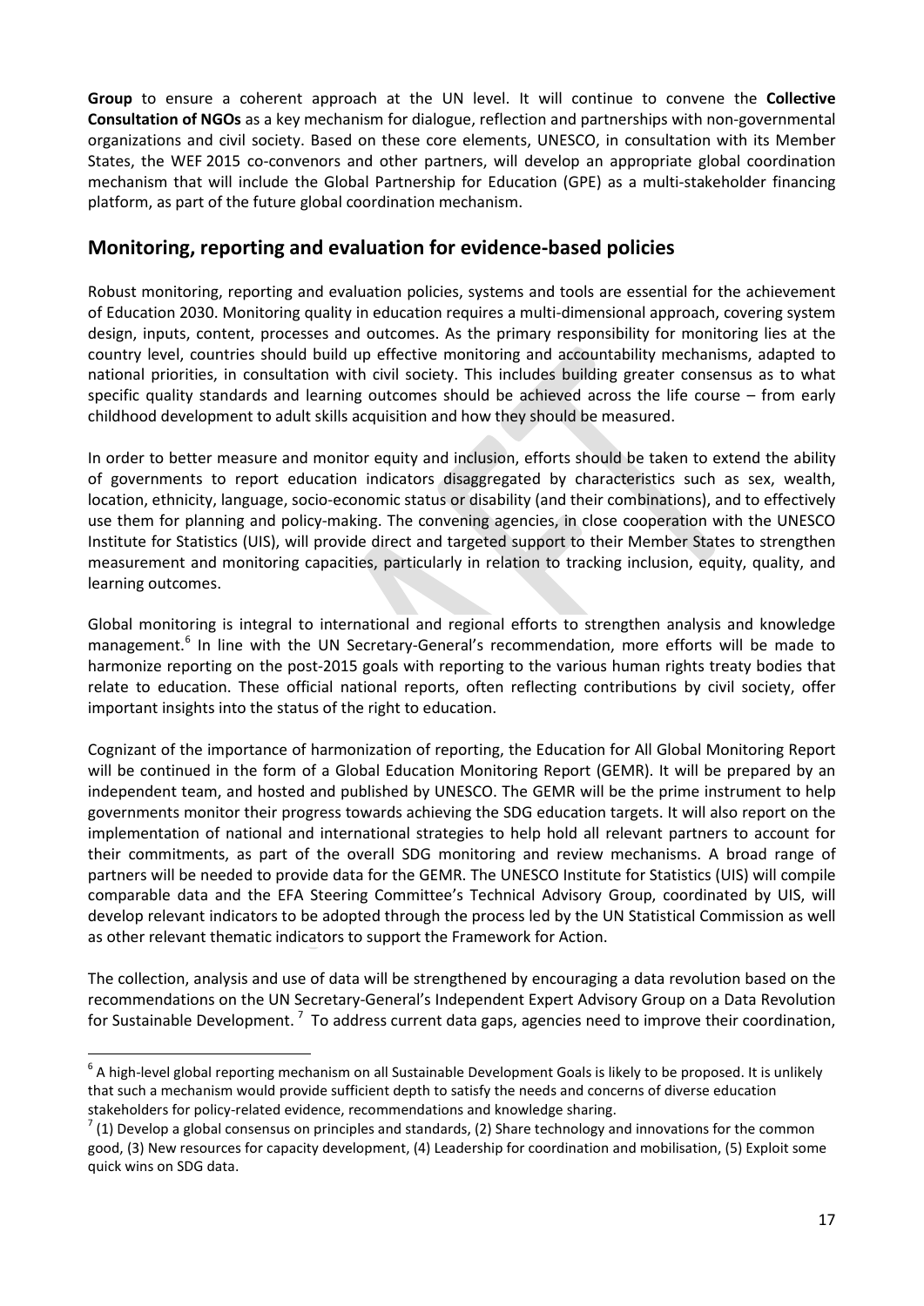**Group** to ensure a coherent approach at the UN level. It will continue to convene the **Collective Consultation of NGOs** as a key mechanism for dialogue, reflection and partnerships with non-governmental organizations and civil society. Based on these core elements, UNESCO, in consultation with its Member States, the WEF 2015 co-convenors and other partners, will develop an appropriate global coordination mechanism that will include the Global Partnership for Education (GPE) as a multi-stakeholder financing platform, as part of the future global coordination mechanism.

## Monitoring, reporting and evaluation for evidence-based policies

Robust monitoring, reporting and evaluation policies, systems and tools are essential for the achievement of Education 2030. Monitoring quality in education requires a multi-dimensional approach, covering system design, inputs, content, processes and outcomes. As the primary responsibility for monitoring lies at the country level, countries should build up effective monitoring and accountability mechanisms, adapted to national priorities, in consultation with civil society. This includes building greater consensus as to what specific quality standards and learning outcomes should be achieved across the life course – from early childhood development to adult skills acquisition and how they should be measured.

In order to better measure and monitor equity and inclusion, efforts should be taken to extend the ability of governments to report education indicators disaggregated by characteristics such as sex, wealth, location, ethnicity, language, socio-economic status or disability (and their combinations), and to effectively use them for planning and policy-making. The convening agencies, in close cooperation with the UNESCO Institute for Statistics (UIS), will provide direct and targeted support to their Member States to strengthen measurement and monitoring capacities, particularly in relation to tracking inclusion, equity, quality, and learning outcomes.

Global monitoring is integral to international and regional efforts to strengthen analysis and knowledge management.[6] In line with the UN Secretary-General's recommendation, more efforts will be made to harmonize reporting on the post-2015 goals with reporting to the various human rights treaty bodies that relate to education. These official national reports, often reflecting contributions by civil society, offer important insights into the status of the right to education.

Cognizant of the importance of harmonization of reporting, the Education for All Global Monitoring Report will be continued in the form of a Global Education Monitoring Report (GEMR). It will be prepared by an independent team, and hosted and published by UNESCO. The GEMR will be the prime instrument to help governments monitor their progress towards achieving the SDG education targets. It will also report on the implementation of national and international strategies to help hold all relevant partners to account for their commitments, as part of the overall SDG monitoring and review mechanisms. A broad range of partners will be needed to provide data for the GEMR. The UNESCO Institute for Statistics (UIS) will compile comparable data and the EFA Steering Committee's Technical Advisory Group, coordinated by UIS, will develop relevant indicators to be adopted through the process led by the UN Statistical Commission as well as other relevant thematic indicators to support the Framework for Action.

The collection, analysis and use of data will be strengthened by encouraging a data revolution based on the recommendations on the UN Secretary-General's Independent Expert Advisory Group on a Data Revolution for Sustainable Development.[7] To address current data gaps, agencies need to improve their coordination,

---

[6] A high-level global reporting mechanism on all Sustainable Development Goals is likely to be proposed. It is unlikely that such a mechanism would provide sufficient depth to satisfy the needs and concerns of diverse education stakeholders for policy-related evidence, recommendations and knowledge sharing.

[7] (1) Develop a global consensus on principles and standards, (2) Share technology and innovations for the common good, (3) New resources for capacity development, (4) Leadership for coordination and mobilisation, (5) Exploit some quick wins on SDG data.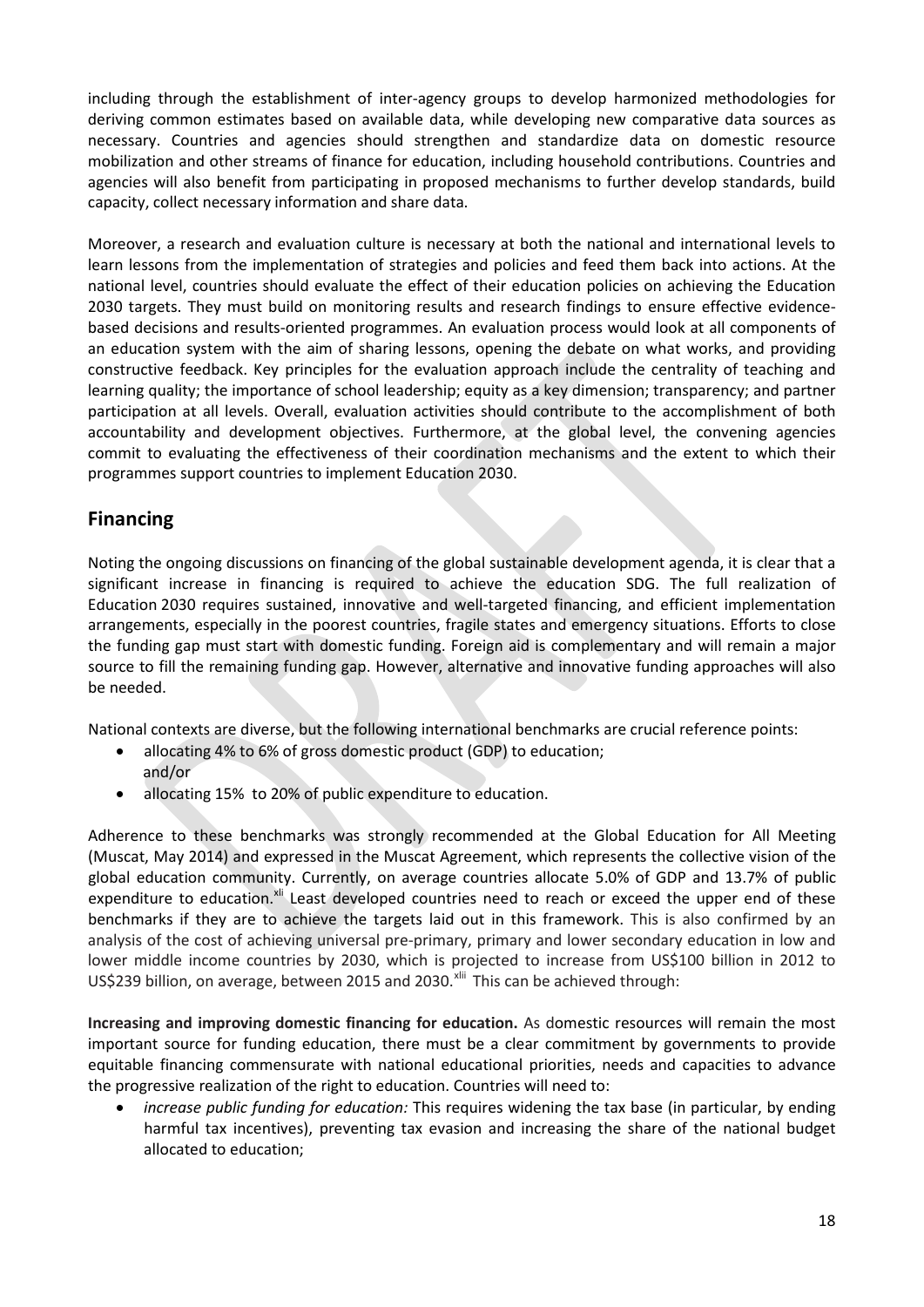including through the establishment of inter-agency groups to develop harmonized methodologies for deriving common estimates based on available data, while developing new comparative data sources as necessary. Countries and agencies should strengthen and standardize data on domestic resource mobilization and other streams of finance for education, including household contributions. Countries and agencies will also benefit from participating in proposed mechanisms to further develop standards, build capacity, collect necessary information and share data.

Moreover, a research and evaluation culture is necessary at both the national and international levels to learn lessons from the implementation of strategies and policies and feed them back into actions. At the national level, countries should evaluate the effect of their education policies on achieving the Education 2030 targets. They must build on monitoring results and research findings to ensure effective evidence-based decisions and results-oriented programmes. An evaluation process would look at all components of an education system with the aim of sharing lessons, opening the debate on what works, and providing constructive feedback. Key principles for the evaluation approach include the centrality of teaching and learning quality; the importance of school leadership; equity as a key dimension; transparency; and partner participation at all levels. Overall, evaluation activities should contribute to the accomplishment of both accountability and development objectives. Furthermore, at the global level, the convening agencies commit to evaluating the effectiveness of their coordination mechanisms and the extent to which their programmes support countries to implement Education 2030.

## Financing

Noting the ongoing discussions on financing of the global sustainable development agenda, it is clear that a significant increase in financing is required to achieve the education SDG. The full realization of Education 2030 requires sustained, innovative and well-targeted financing, and efficient implementation arrangements, especially in the poorest countries, fragile states and emergency situations. Efforts to close the funding gap must start with domestic funding. Foreign aid is complementary and will remain a major source to fill the remaining funding gap. However, alternative and innovative funding approaches will also be needed.

National contexts are diverse, but the following international benchmarks are crucial reference points:

- allocating 4% to 6% of gross domestic product (GDP) to education;  
  and/or
- allocating 15% to 20% of public expenditure to education.

Adherence to these benchmarks was strongly recommended at the Global Education for All Meeting (Muscat, May 2014) and expressed in the Muscat Agreement, which represents the collective vision of the global education community. Currently, on average countries allocate 5.0% of GDP and 13.7% of public expenditure to education.[xli] Least developed countries need to reach or exceed the upper end of these benchmarks if they are to achieve the targets laid out in this framework. This is also confirmed by an analysis of the cost of achieving universal pre-primary, primary and lower secondary education in low and lower middle income countries by 2030, which is projected to increase from US$100 billion in 2012 to US$239 billion, on average, between 2015 and 2030.[xlii] This can be achieved through:

**Increasing and improving domestic financing for education.** As domestic resources will remain the most important source for funding education, there must be a clear commitment by governments to provide equitable financing commensurate with national educational priorities, needs and capacities to advance the progressive realization of the right to education. Countries will need to:

- *increase public funding for education:* This requires widening the tax base (in particular, by ending harmful tax incentives), preventing tax evasion and increasing the share of the national budget allocated to education;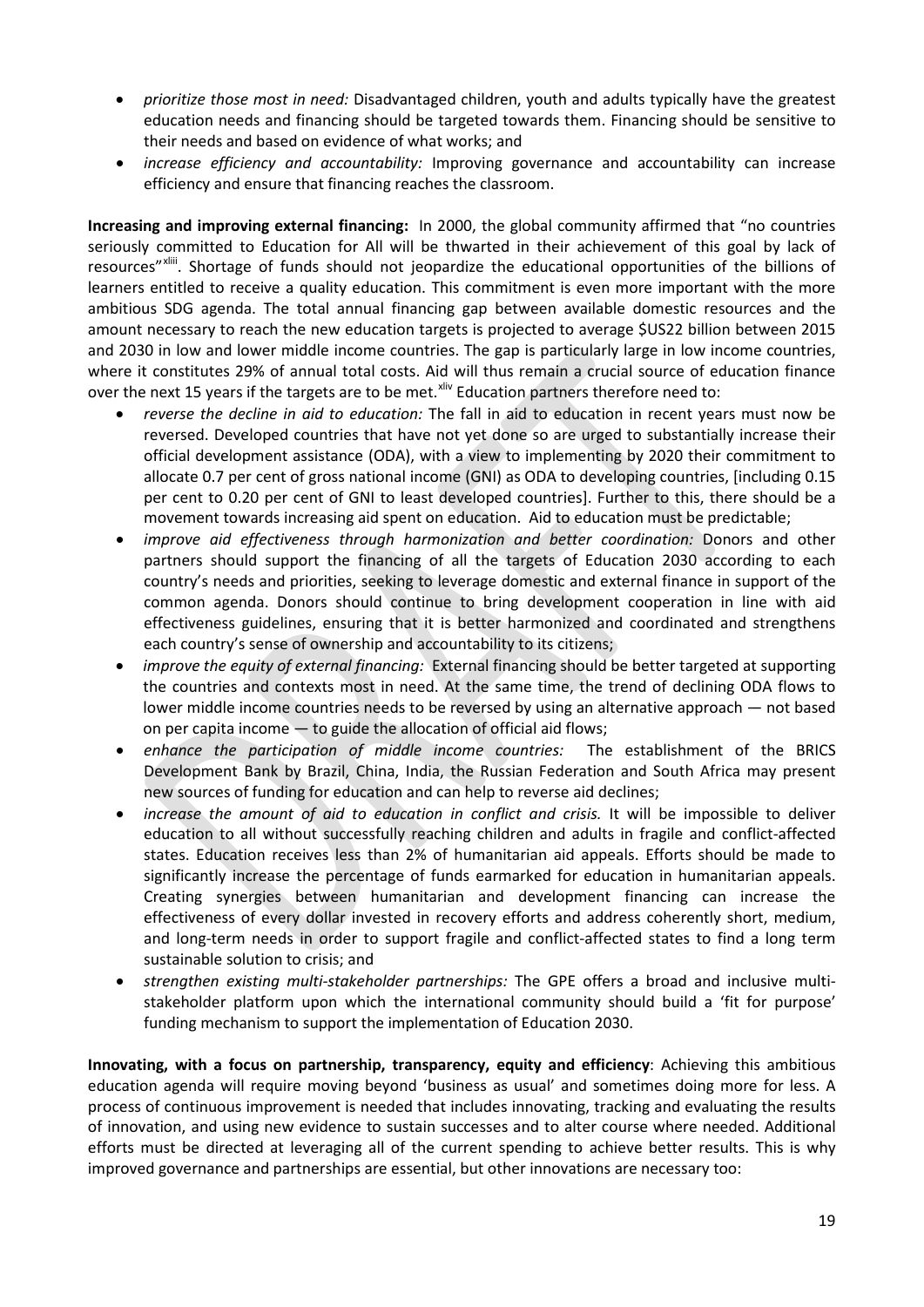- *prioritize those most in need:* Disadvantaged children, youth and adults typically have the greatest education needs and financing should be targeted towards them. Financing should be sensitive to their needs and based on evidence of what works; and
- *increase efficiency and accountability:* Improving governance and accountability can increase efficiency and ensure that financing reaches the classroom.

**Increasing and improving external financing:** In 2000, the global community affirmed that "no countries seriously committed to Education for All will be thwarted in their achievement of this goal by lack of resources"[xliii]. Shortage of funds should not jeopardize the educational opportunities of the billions of learners entitled to receive a quality education. This commitment is even more important with the more ambitious SDG agenda. The total annual financing gap between available domestic resources and the amount necessary to reach the new education targets is projected to average $US22 billion between 2015 and 2030 in low and lower middle income countries. The gap is particularly large in low income countries, where it constitutes 29% of annual total costs. Aid will thus remain a crucial source of education finance over the next 15 years if the targets are to be met.[xliv] Education partners therefore need to:

- *reverse the decline in aid to education:* The fall in aid to education in recent years must now be reversed. Developed countries that have not yet done so are urged to substantially increase their official development assistance (ODA), with a view to implementing by 2020 their commitment to allocate 0.7 per cent of gross national income (GNI) as ODA to developing countries, [including 0.15 per cent to 0.20 per cent of GNI to least developed countries]. Further to this, there should be a movement towards increasing aid spent on education. Aid to education must be predictable;
- *improve aid effectiveness through harmonization and better coordination:* Donors and other partners should support the financing of all the targets of Education 2030 according to each country's needs and priorities, seeking to leverage domestic and external finance in support of the common agenda. Donors should continue to bring development cooperation in line with aid effectiveness guidelines, ensuring that it is better harmonized and coordinated and strengthens each country's sense of ownership and accountability to its citizens;
- *improve the equity of external financing:* External financing should be better targeted at supporting the countries and contexts most in need. At the same time, the trend of declining ODA flows to lower middle income countries needs to be reversed by using an alternative approach — not based on per capita income — to guide the allocation of official aid flows;
- *enhance the participation of middle income countries:* The establishment of the BRICS Development Bank by Brazil, China, India, the Russian Federation and South Africa may present new sources of funding for education and can help to reverse aid declines;
- *increase the amount of aid to education in conflict and crisis.* It will be impossible to deliver education to all without successfully reaching children and adults in fragile and conflict-affected states. Education receives less than 2% of humanitarian aid appeals. Efforts should be made to significantly increase the percentage of funds earmarked for education in humanitarian appeals. Creating synergies between humanitarian and development financing can increase the effectiveness of every dollar invested in recovery efforts and address coherently short, medium, and long-term needs in order to support fragile and conflict-affected states to find a long term sustainable solution to crisis; and
- *strengthen existing multi-stakeholder partnerships:* The GPE offers a broad and inclusive multi-stakeholder platform upon which the international community should build a 'fit for purpose' funding mechanism to support the implementation of Education 2030.

**Innovating, with a focus on partnership, transparency, equity and efficiency**: Achieving this ambitious education agenda will require moving beyond 'business as usual' and sometimes doing more for less. A process of continuous improvement is needed that includes innovating, tracking and evaluating the results of innovation, and using new evidence to sustain successes and to alter course where needed. Additional efforts must be directed at leveraging all of the current spending to achieve better results. This is why improved governance and partnerships are essential, but other innovations are necessary too: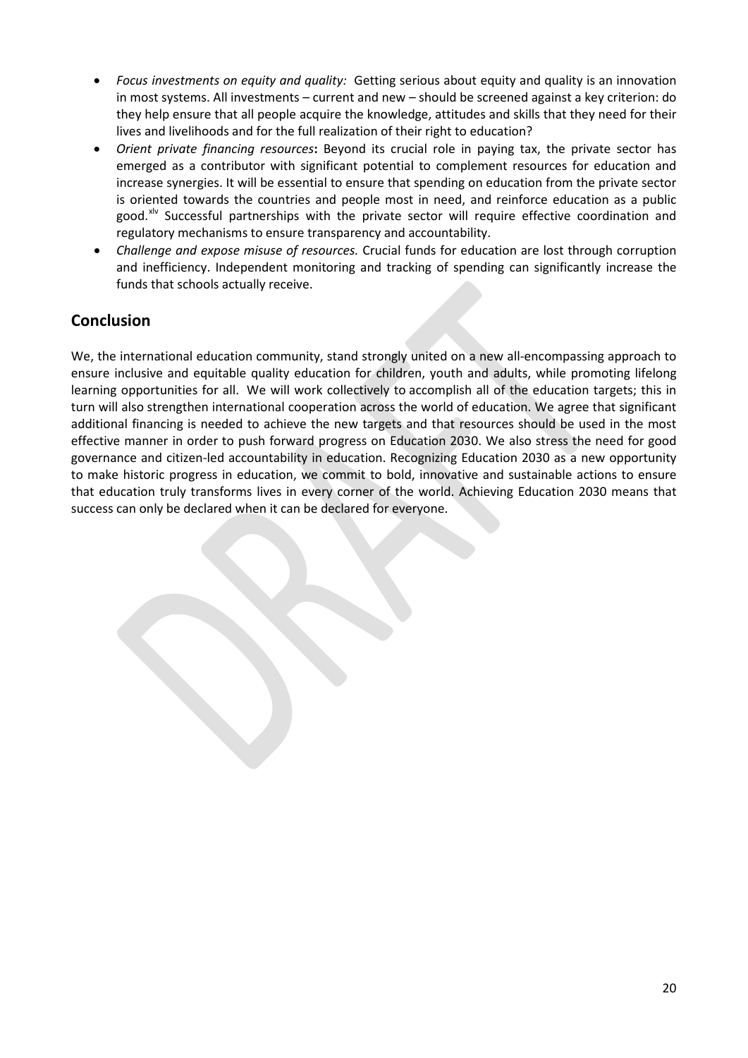- *Focus investments on equity and quality:* Getting serious about equity and quality is an innovation in most systems. All investments – current and new – should be screened against a key criterion: do they help ensure that all people acquire the knowledge, attitudes and skills that they need for their lives and livelihoods and for the full realization of their right to education?
- *Orient private financing resources*: Beyond its crucial role in paying tax, the private sector has emerged as a contributor with significant potential to complement resources for education and increase synergies. It will be essential to ensure that spending on education from the private sector is oriented towards the countries and people most in need, and reinforce education as a public good.[xlv] Successful partnerships with the private sector will require effective coordination and regulatory mechanisms to ensure transparency and accountability.
- *Challenge and expose misuse of resources.* Crucial funds for education are lost through corruption and inefficiency. Independent monitoring and tracking of spending can significantly increase the funds that schools actually receive.

## Conclusion

We, the international education community, stand strongly united on a new all-encompassing approach to ensure inclusive and equitable quality education for children, youth and adults, while promoting lifelong learning opportunities for all. We will work collectively to accomplish all of the education targets; this in turn will also strengthen international cooperation across the world of education. We agree that significant additional financing is needed to achieve the new targets and that resources should be used in the most effective manner in order to push forward progress on Education 2030. We also stress the need for good governance and citizen-led accountability in education. Recognizing Education 2030 as a new opportunity to make historic progress in education, we commit to bold, innovative and sustainable actions to ensure that education truly transforms lives in every corner of the world. Achieving Education 2030 means that success can only be declared when it can be declared for everyone.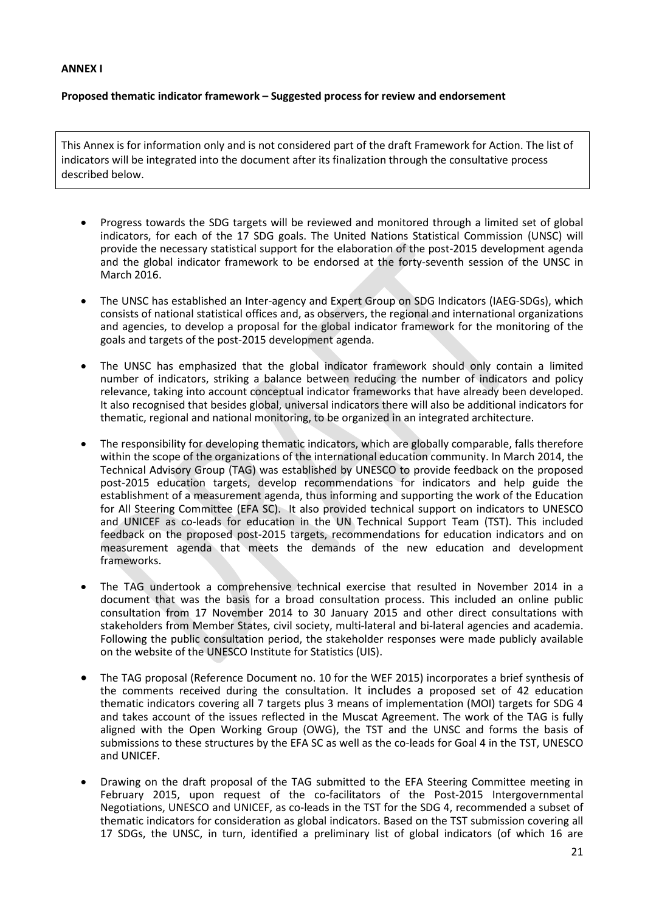**ANNEX I**

**Proposed thematic indicator framework – Suggested process for review and endorsement**

This Annex is for information only and is not considered part of the draft Framework for Action. The list of indicators will be integrated into the document after its finalization through the consultative process described below.

- Progress towards the SDG targets will be reviewed and monitored through a limited set of global indicators, for each of the 17 SDG goals. The United Nations Statistical Commission (UNSC) will provide the necessary statistical support for the elaboration of the post-2015 development agenda and the global indicator framework to be endorsed at the forty-seventh session of the UNSC in March 2016.

- The UNSC has established an Inter-agency and Expert Group on SDG Indicators (IAEG-SDGs), which consists of national statistical offices and, as observers, the regional and international organizations and agencies, to develop a proposal for the global indicator framework for the monitoring of the goals and targets of the post-2015 development agenda.

- The UNSC has emphasized that the global indicator framework should only contain a limited number of indicators, striking a balance between reducing the number of indicators and policy relevance, taking into account conceptual indicator frameworks that have already been developed. It also recognised that besides global, universal indicators there will also be additional indicators for thematic, regional and national monitoring, to be organized in an integrated architecture.

- The responsibility for developing thematic indicators, which are globally comparable, falls therefore within the scope of the organizations of the international education community. In March 2014, the Technical Advisory Group (TAG) was established by UNESCO to provide feedback on the proposed post-2015 education targets, develop recommendations for indicators and help guide the establishment of a measurement agenda, thus informing and supporting the work of the Education for All Steering Committee (EFA SC). It also provided technical support on indicators to UNESCO and UNICEF as co-leads for education in the UN Technical Support Team (TST). This included feedback on the proposed post-2015 targets, recommendations for education indicators and on measurement agenda that meets the demands of the new education and development frameworks.

- The TAG undertook a comprehensive technical exercise that resulted in November 2014 in a document that was the basis for a broad consultation process. This included an online public consultation from 17 November 2014 to 30 January 2015 and other direct consultations with stakeholders from Member States, civil society, multi-lateral and bi-lateral agencies and academia. Following the public consultation period, the stakeholder responses were made publicly available on the website of the UNESCO Institute for Statistics (UIS).

- The TAG proposal (Reference Document no. 10 for the WEF 2015) incorporates a brief synthesis of the comments received during the consultation. It includes a proposed set of 42 education thematic indicators covering all 7 targets plus 3 means of implementation (MOI) targets for SDG 4 and takes account of the issues reflected in the Muscat Agreement. The work of the TAG is fully aligned with the Open Working Group (OWG), the TST and the UNSC and forms the basis of submissions to these structures by the EFA SC as well as the co-leads for Goal 4 in the TST, UNESCO and UNICEF.

- Drawing on the draft proposal of the TAG submitted to the EFA Steering Committee meeting in February 2015, upon request of the co-facilitators of the Post-2015 Intergovernmental Negotiations, UNESCO and UNICEF, as co-leads in the TST for the SDG 4, recommended a subset of thematic indicators for consideration as global indicators. Based on the TST submission covering all 17 SDGs, the UNSC, in turn, identified a preliminary list of global indicators (of which 16 are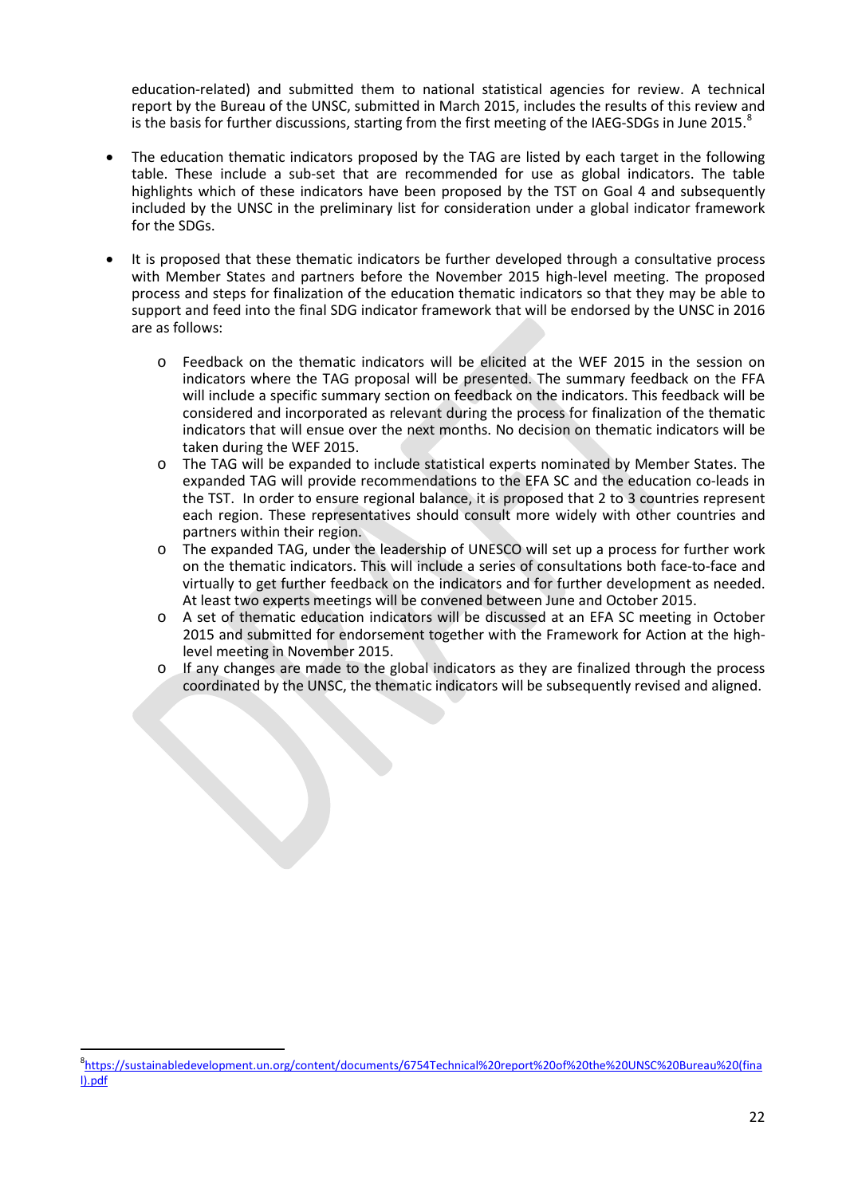education-related) and submitted them to national statistical agencies for review. A technical report by the Bureau of the UNSC, submitted in March 2015, includes the results of this review and is the basis for further discussions, starting from the first meeting of the IAEG-SDGs in June 2015.[8]

- The education thematic indicators proposed by the TAG are listed by each target in the following table. These include a sub-set that are recommended for use as global indicators. The table highlights which of these indicators have been proposed by the TST on Goal 4 and subsequently included by the UNSC in the preliminary list for consideration under a global indicator framework for the SDGs.

- It is proposed that these thematic indicators be further developed through a consultative process with Member States and partners before the November 2015 high-level meeting. The proposed process and steps for finalization of the education thematic indicators so that they may be able to support and feed into the final SDG indicator framework that will be endorsed by the UNSC in 2016 are as follows:

    - Feedback on the thematic indicators will be elicited at the WEF 2015 in the session on indicators where the TAG proposal will be presented. The summary feedback on the FFA will include a specific summary section on feedback on the indicators. This feedback will be considered and incorporated as relevant during the process for finalization of the thematic indicators that will ensue over the next months. No decision on thematic indicators will be taken during the WEF 2015.
    - The TAG will be expanded to include statistical experts nominated by Member States. The expanded TAG will provide recommendations to the EFA SC and the education co-leads in the TST. In order to ensure regional balance, it is proposed that 2 to 3 countries represent each region. These representatives should consult more widely with other countries and partners within their region.
    - The expanded TAG, under the leadership of UNESCO will set up a process for further work on the thematic indicators. This will include a series of consultations both face-to-face and virtually to get further feedback on the indicators and for further development as needed. At least two experts meetings will be convened between June and October 2015.
    - A set of thematic education indicators will be discussed at an EFA SC meeting in October 2015 and submitted for endorsement together with the Framework for Action at the high-level meeting in November 2015.
    - If any changes are made to the global indicators as they are finalized through the process coordinated by the UNSC, the thematic indicators will be subsequently revised and aligned.

---

[8] https://sustainabledevelopment.un.org/content/documents/6754Technical%20report%20of%20the%20UNSC%20Bureau%20(final).pdf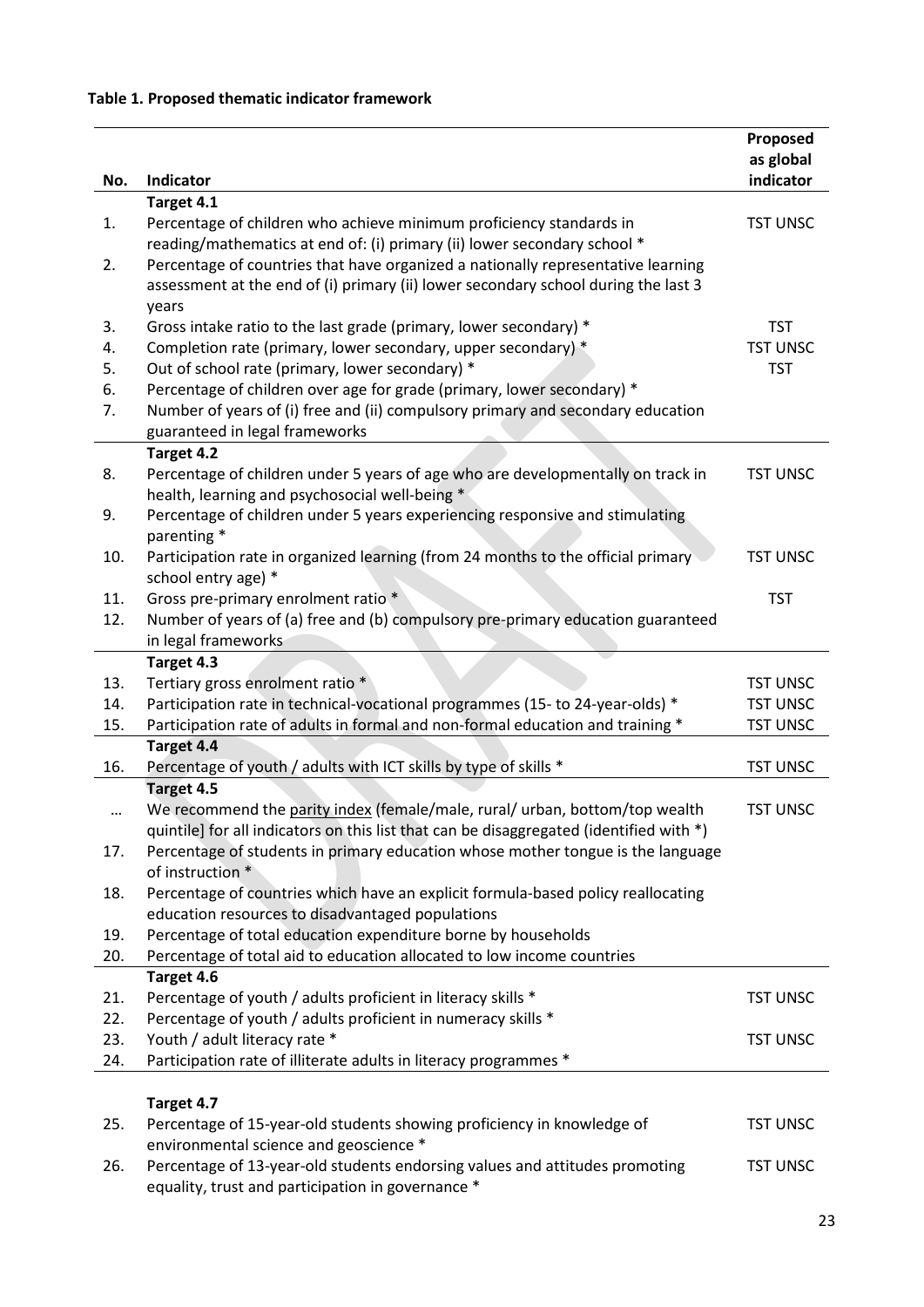**Table 1. Proposed thematic indicator framework**

| No. | Indicator | Proposed as global indicator |
|---|---|---|
| | **Target 4.1** | |
| 1. | Percentage of children who achieve minimum proficiency standards in reading/mathematics at end of: (i) primary (ii) lower secondary school * | TST UNSC |
| 2. | Percentage of countries that have organized a nationally representative learning assessment at the end of (i) primary (ii) lower secondary school during the last 3 years | |
| 3. | Gross intake ratio to the last grade (primary, lower secondary) * | TST |
| 4. | Completion rate (primary, lower secondary, upper secondary) * | TST UNSC |
| 5. | Out of school rate (primary, lower secondary) * | TST |
| 6. | Percentage of children over age for grade (primary, lower secondary) * | |
| 7. | Number of years of (i) free and (ii) compulsory primary and secondary education guaranteed in legal frameworks | |
| | **Target 4.2** | |
| 8. | Percentage of children under 5 years of age who are developmentally on track in health, learning and psychosocial well-being * | TST UNSC |
| 9. | Percentage of children under 5 years experiencing responsive and stimulating parenting * | |
| 10. | Participation rate in organized learning (from 24 months to the official primary school entry age) * | TST UNSC |
| 11. | Gross pre-primary enrolment ratio * | TST |
| 12. | Number of years of (a) free and (b) compulsory pre-primary education guaranteed in legal frameworks | |
| | **Target 4.3** | |
| 13. | Tertiary gross enrolment ratio * | TST UNSC |
| 14. | Participation rate in technical-vocational programmes (15- to 24-year-olds) * | TST UNSC |
| 15. | Participation rate of adults in formal and non-formal education and training * | TST UNSC |
| | **Target 4.4** | |
| 16. | Percentage of youth / adults with ICT skills by type of skills * | TST UNSC |
| | **Target 4.5** | |
| … | We recommend the parity index (female/male, rural/ urban, bottom/top wealth quintile] for all indicators on this list that can be disaggregated (identified with *) | TST UNSC |
| 17. | Percentage of students in primary education whose mother tongue is the language of instruction * | |
| 18. | Percentage of countries which have an explicit formula-based policy reallocating education resources to disadvantaged populations | |
| 19. | Percentage of total education expenditure borne by households | |
| 20. | Percentage of total aid to education allocated to low income countries | |
| | **Target 4.6** | |
| 21. | Percentage of youth / adults proficient in literacy skills * | TST UNSC |
| 22. | Percentage of youth / adults proficient in numeracy skills * | |
| 23. | Youth / adult literacy rate * | TST UNSC |
| 24. | Participation rate of illiterate adults in literacy programmes * | |
| | **Target 4.7** | |
| 25. | Percentage of 15-year-old students showing proficiency in knowledge of environmental science and geoscience * | TST UNSC |
| 26. | Percentage of 13-year-old students endorsing values and attitudes promoting equality, trust and participation in governance * | TST UNSC |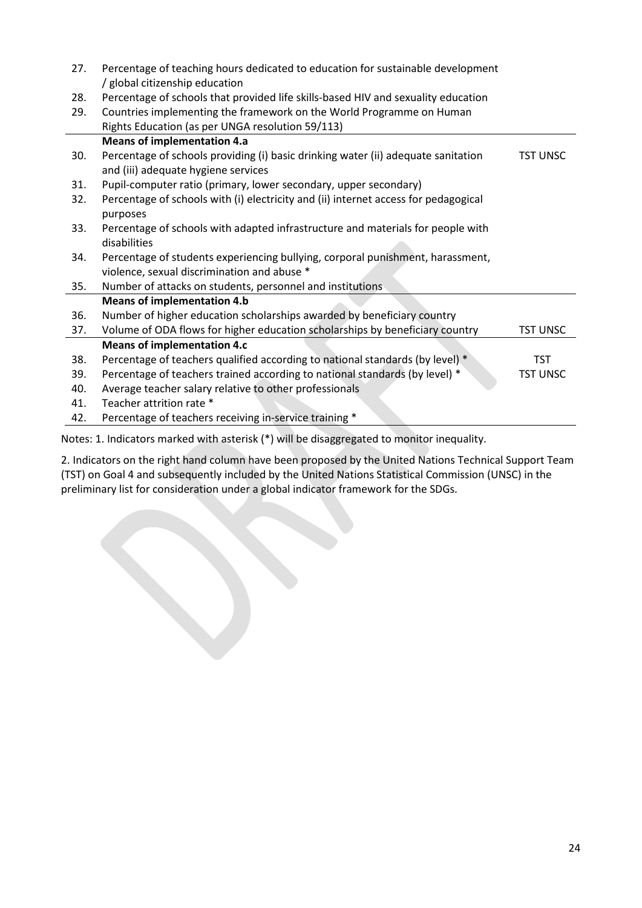| | | |
|---|---|---|
| 27. | Percentage of teaching hours dedicated to education for sustainable development / global citizenship education | |
| 28. | Percentage of schools that provided life skills-based HIV and sexuality education | |
| 29. | Countries implementing the framework on the World Programme on Human Rights Education (as per UNGA resolution 59/113) | |
| | **Means of implementation 4.a** | |
| 30. | Percentage of schools providing (i) basic drinking water (ii) adequate sanitation and (iii) adequate hygiene services | TST UNSC |
| 31. | Pupil-computer ratio (primary, lower secondary, upper secondary) | |
| 32. | Percentage of schools with (i) electricity and (ii) internet access for pedagogical purposes | |
| 33. | Percentage of schools with adapted infrastructure and materials for people with disabilities | |
| 34. | Percentage of students experiencing bullying, corporal punishment, harassment, violence, sexual discrimination and abuse * | |
| 35. | Number of attacks on students, personnel and institutions | |
| | **Means of implementation 4.b** | |
| 36. | Number of higher education scholarships awarded by beneficiary country | |
| 37. | Volume of ODA flows for higher education scholarships by beneficiary country | TST UNSC |
| | **Means of implementation 4.c** | |
| 38. | Percentage of teachers qualified according to national standards (by level) * | TST |
| 39. | Percentage of teachers trained according to national standards (by level) * | TST UNSC |
| 40. | Average teacher salary relative to other professionals | |
| 41. | Teacher attrition rate * | |
| 42. | Percentage of teachers receiving in-service training * | |

Notes: 1. Indicators marked with asterisk (*) will be disaggregated to monitor inequality.

2. Indicators on the right hand column have been proposed by the United Nations Technical Support Team (TST) on Goal 4 and subsequently included by the United Nations Statistical Commission (UNSC) in the preliminary list for consideration under a global indicator framework for the SDGs.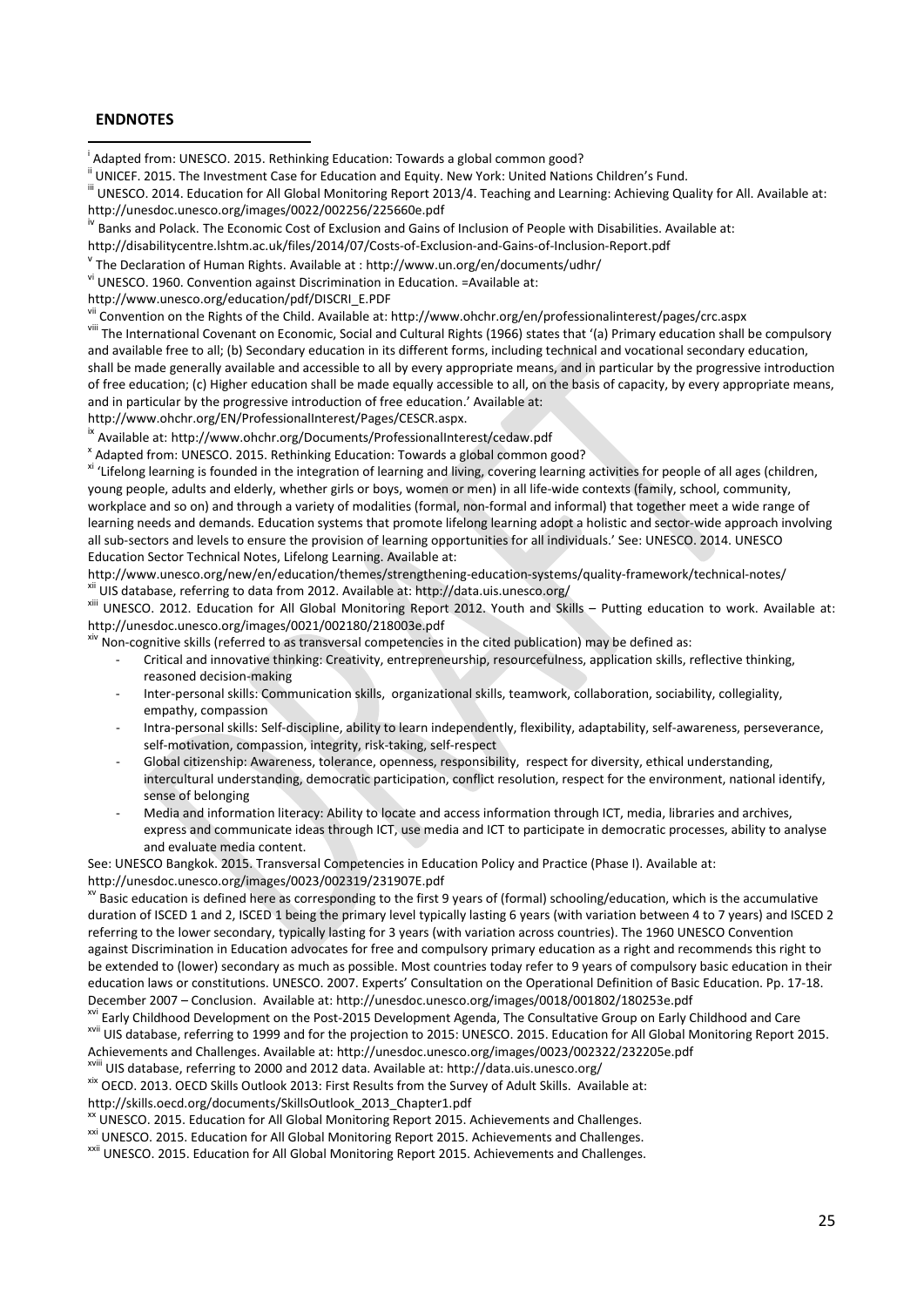## ENDNOTES

[i] Adapted from: UNESCO. 2015. Rethinking Education: Towards a global common good?

[ii] UNICEF. 2015. The Investment Case for Education and Equity. New York: United Nations Children's Fund.

[iii] UNESCO. 2014. Education for All Global Monitoring Report 2013/4. Teaching and Learning: Achieving Quality for All. Available at: http://unesdoc.unesco.org/images/0022/002256/225660e.pdf

[iv] Banks and Polack. The Economic Cost of Exclusion and Gains of Inclusion of People with Disabilities. Available at: http://disabilitycentre.lshtm.ac.uk/files/2014/07/Costs-of-Exclusion-and-Gains-of-Inclusion-Report.pdf

[v] The Declaration of Human Rights. Available at : http://www.un.org/en/documents/udhr/

[vi] UNESCO. 1960. Convention against Discrimination in Education. =Available at: http://www.unesco.org/education/pdf/DISCRI_E.PDF

[vii] Convention on the Rights of the Child. Available at: http://www.ohchr.org/en/professionalinterest/pages/crc.aspx

[viii] The International Covenant on Economic, Social and Cultural Rights (1966) states that '(a) Primary education shall be compulsory and available free to all; (b) Secondary education in its different forms, including technical and vocational secondary education, shall be made generally available and accessible to all by every appropriate means, and in particular by the progressive introduction of free education; (c) Higher education shall be made equally accessible to all, on the basis of capacity, by every appropriate means, and in particular by the progressive introduction of free education.' Available at: http://www.ohchr.org/EN/ProfessionalInterest/Pages/CESCR.aspx.

[ix] Available at: http://www.ohchr.org/Documents/ProfessionalInterest/cedaw.pdf

[x] Adapted from: UNESCO. 2015. Rethinking Education: Towards a global common good?

[xi] 'Lifelong learning is founded in the integration of learning and living, covering learning activities for people of all ages (children, young people, adults and elderly, whether girls or boys, women or men) in all life-wide contexts (family, school, community, workplace and so on) and through a variety of modalities (formal, non-formal and informal) that together meet a wide range of learning needs and demands. Education systems that promote lifelong learning adopt a holistic and sector-wide approach involving all sub-sectors and levels to ensure the provision of learning opportunities for all individuals.' See: UNESCO. 2014. UNESCO Education Sector Technical Notes, Lifelong Learning. Available at: http://www.unesco.org/new/en/education/themes/strengthening-education-systems/quality-framework/technical-notes/

[xii] UIS database, referring to data from 2012. Available at: http://data.uis.unesco.org/

[xiii] UNESCO. 2012. Education for All Global Monitoring Report 2012. Youth and Skills – Putting education to work. Available at: http://unesdoc.unesco.org/images/0021/002180/218003e.pdf

[xiv] Non-cognitive skills (referred to as transversal competencies in the cited publication) may be defined as:

- Critical and innovative thinking: Creativity, entrepreneurship, resourcefulness, application skills, reflective thinking, reasoned decision-making
- Inter-personal skills: Communication skills, organizational skills, teamwork, collaboration, sociability, collegiality, empathy, compassion
- Intra-personal skills: Self-discipline, ability to learn independently, flexibility, adaptability, self-awareness, perseverance, self-motivation, compassion, integrity, risk-taking, self-respect
- Global citizenship: Awareness, tolerance, openness, responsibility, respect for diversity, ethical understanding, intercultural understanding, democratic participation, conflict resolution, respect for the environment, national identify, sense of belonging
- Media and information literacy: Ability to locate and access information through ICT, media, libraries and archives, express and communicate ideas through ICT, use media and ICT to participate in democratic processes, ability to analyse and evaluate media content.

See: UNESCO Bangkok. 2015. Transversal Competencies in Education Policy and Practice (Phase I). Available at: http://unesdoc.unesco.org/images/0023/002319/231907E.pdf

[xv] Basic education is defined here as corresponding to the first 9 years of (formal) schooling/education, which is the accumulative duration of ISCED 1 and 2, ISCED 1 being the primary level typically lasting 6 years (with variation between 4 to 7 years) and ISCED 2 referring to the lower secondary, typically lasting for 3 years (with variation across countries). The 1960 UNESCO Convention against Discrimination in Education advocates for free and compulsory primary education as a right and recommends this right to be extended to (lower) secondary as much as possible. Most countries today refer to 9 years of compulsory basic education in their education laws or constitutions. UNESCO. 2007. Experts' Consultation on the Operational Definition of Basic Education. Pp. 17-18. December 2007 – Conclusion. Available at: http://unesdoc.unesco.org/images/0018/001802/180253e.pdf

[xvi] Early Childhood Development on the Post-2015 Development Agenda, The Consultative Group on Early Childhood and Care

[xvii] UIS database, referring to 1999 and for the projection to 2015: UNESCO. 2015. Education for All Global Monitoring Report 2015. Achievements and Challenges. Available at: http://unesdoc.unesco.org/images/0023/002322/232205e.pdf

[xviii] UIS database, referring to 2000 and 2012 data. Available at: http://data.uis.unesco.org/

[xix] OECD. 2013. OECD Skills Outlook 2013: First Results from the Survey of Adult Skills. Available at: http://skills.oecd.org/documents/SkillsOutlook_2013_Chapter1.pdf

[xx] UNESCO. 2015. Education for All Global Monitoring Report 2015. Achievements and Challenges.

[xxi] UNESCO. 2015. Education for All Global Monitoring Report 2015. Achievements and Challenges.

[xxii] UNESCO. 2015. Education for All Global Monitoring Report 2015. Achievements and Challenges.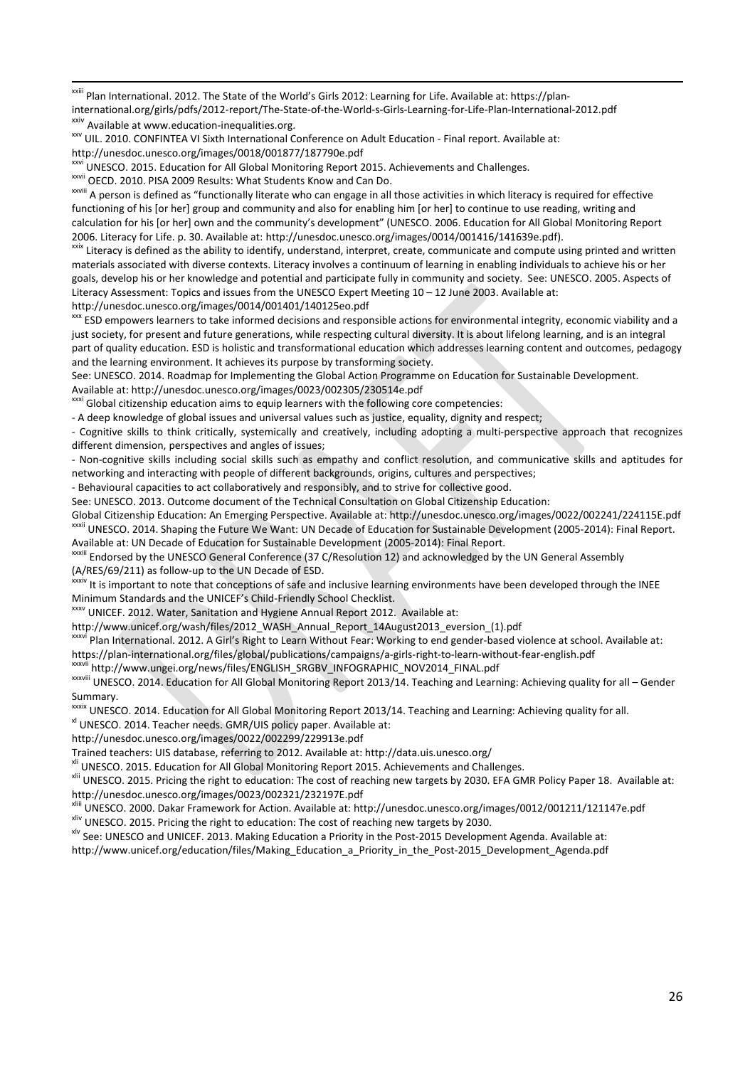[xxiii] Plan International. 2012. The State of the World's Girls 2012: Learning for Life. Available at: https://plan-international.org/girls/pdfs/2012-report/The-State-of-the-World-s-Girls-Learning-for-Life-Plan-International-2012.pdf

[xxiv] Available at www.education-inequalities.org.

[xxv] UIL. 2010. CONFINTEA VI Sixth International Conference on Adult Education - Final report. Available at: http://unesdoc.unesco.org/images/0018/001877/187790e.pdf

[xxvi] UNESCO. 2015. Education for All Global Monitoring Report 2015. Achievements and Challenges.

[xxvii] OECD. 2010. PISA 2009 Results: What Students Know and Can Do.

[xxviii] A person is defined as "functionally literate who can engage in all those activities in which literacy is required for effective functioning of his [or her] group and community and also for enabling him [or her] to continue to use reading, writing and calculation for his [or her] own and the community's development" (UNESCO. 2006. Education for All Global Monitoring Report 2006. Literacy for Life. p. 30. Available at: http://unesdoc.unesco.org/images/0014/001416/141639e.pdf).

[xxix] Literacy is defined as the ability to identify, understand, interpret, create, communicate and compute using printed and written materials associated with diverse contexts. Literacy involves a continuum of learning in enabling individuals to achieve his or her goals, develop his or her knowledge and potential and participate fully in community and society. See: UNESCO. 2005. Aspects of Literacy Assessment: Topics and issues from the UNESCO Expert Meeting 10 – 12 June 2003. Available at: http://unesdoc.unesco.org/images/0014/001401/140125eo.pdf

[xxx] ESD empowers learners to take informed decisions and responsible actions for environmental integrity, economic viability and a just society, for present and future generations, while respecting cultural diversity. It is about lifelong learning, and is an integral part of quality education. ESD is holistic and transformational education which addresses learning content and outcomes, pedagogy and the learning environment. It achieves its purpose by transforming society.
See: UNESCO. 2014. Roadmap for Implementing the Global Action Programme on Education for Sustainable Development. Available at: http://unesdoc.unesco.org/images/0023/002305/230514e.pdf

[xxxi] Global citizenship education aims to equip learners with the following core competencies:
- A deep knowledge of global issues and universal values such as justice, equality, dignity and respect;
- Cognitive skills to think critically, systemically and creatively, including adopting a multi-perspective approach that recognizes different dimension, perspectives and angles of issues;
- Non-cognitive skills including social skills such as empathy and conflict resolution, and communicative skills and aptitudes for networking and interacting with people of different backgrounds, origins, cultures and perspectives;
- Behavioural capacities to act collaboratively and responsibly, and to strive for collective good.

See: UNESCO. 2013. Outcome document of the Technical Consultation on Global Citizenship Education:
Global Citizenship Education: An Emerging Perspective. Available at: http://unesdoc.unesco.org/images/0022/002241/224115E.pdf

[xxxii] UNESCO. 2014. Shaping the Future We Want: UN Decade of Education for Sustainable Development (2005-2014): Final Report. Available at: UN Decade of Education for Sustainable Development (2005-2014): Final Report.

[xxxiii] Endorsed by the UNESCO General Conference (37 C/Resolution 12) and acknowledged by the UN General Assembly (A/RES/69/211) as follow-up to the UN Decade of ESD.

[xxxiv] It is important to note that conceptions of safe and inclusive learning environments have been developed through the INEE Minimum Standards and the UNICEF's Child-Friendly School Checklist.

[xxxv] UNICEF. 2012. Water, Sanitation and Hygiene Annual Report 2012. Available at: http://www.unicef.org/wash/files/2012_WASH_Annual_Report_14August2013_eversion_(1).pdf

[xxxvi] Plan International. 2012. A Girl's Right to Learn Without Fear: Working to end gender-based violence at school. Available at: https://plan-international.org/files/global/publications/campaigns/a-girls-right-to-learn-without-fear-english.pdf

[xxxvii] http://www.ungei.org/news/files/ENGLISH_SRGBV_INFOGRAPHIC_NOV2014_FINAL.pdf

[xxxviii] UNESCO. 2014. Education for All Global Monitoring Report 2013/14. Teaching and Learning: Achieving quality for all – Gender Summary.

[xxxix] UNESCO. 2014. Education for All Global Monitoring Report 2013/14. Teaching and Learning: Achieving quality for all.

[xl] UNESCO. 2014. Teacher needs. GMR/UIS policy paper. Available at: http://unesdoc.unesco.org/images/0022/002299/229913e.pdf
Trained teachers: UIS database, referring to 2012. Available at: http://data.uis.unesco.org/

[xli] UNESCO. 2015. Education for All Global Monitoring Report 2015. Achievements and Challenges.

[xlii] UNESCO. 2015. Pricing the right to education: The cost of reaching new targets by 2030. EFA GMR Policy Paper 18. Available at: http://unesdoc.unesco.org/images/0023/002321/232197E.pdf

[xliii] UNESCO. 2000. Dakar Framework for Action. Available at: http://unesdoc.unesco.org/images/0012/001211/121147e.pdf

[xliv] UNESCO. 2015. Pricing the right to education: The cost of reaching new targets by 2030.

[xlv] See: UNESCO and UNICEF. 2013. Making Education a Priority in the Post-2015 Development Agenda. Available at: http://www.unicef.org/education/files/Making_Education_a_Priority_in_the_Post-2015_Development_Agenda.pdf